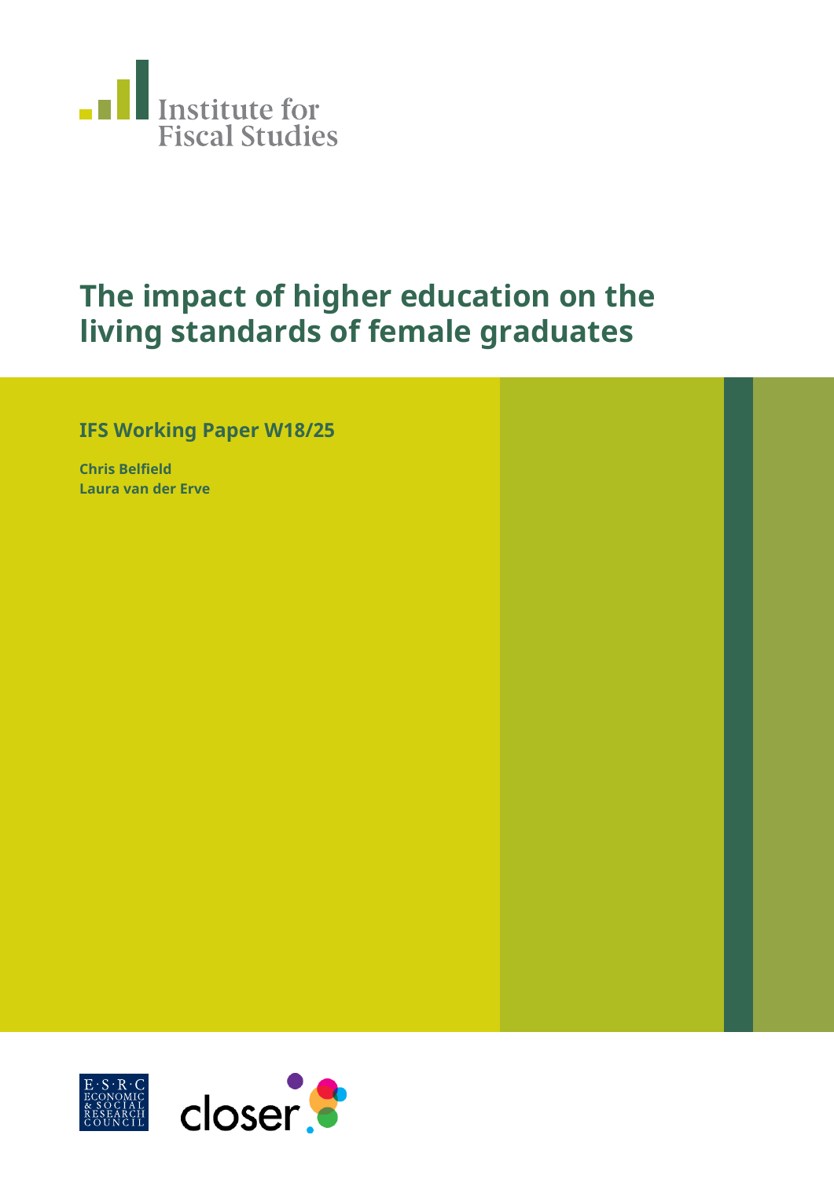Institute for Fiscal Studies

# The impact of higher education on the living standards of female graduates

## IFS Working Paper W18/25

**Chris Belfield**
**Laura van der Erve**

E·S·R·C ECONOMIC & SOCIAL RESEARCH COUNCIL

closer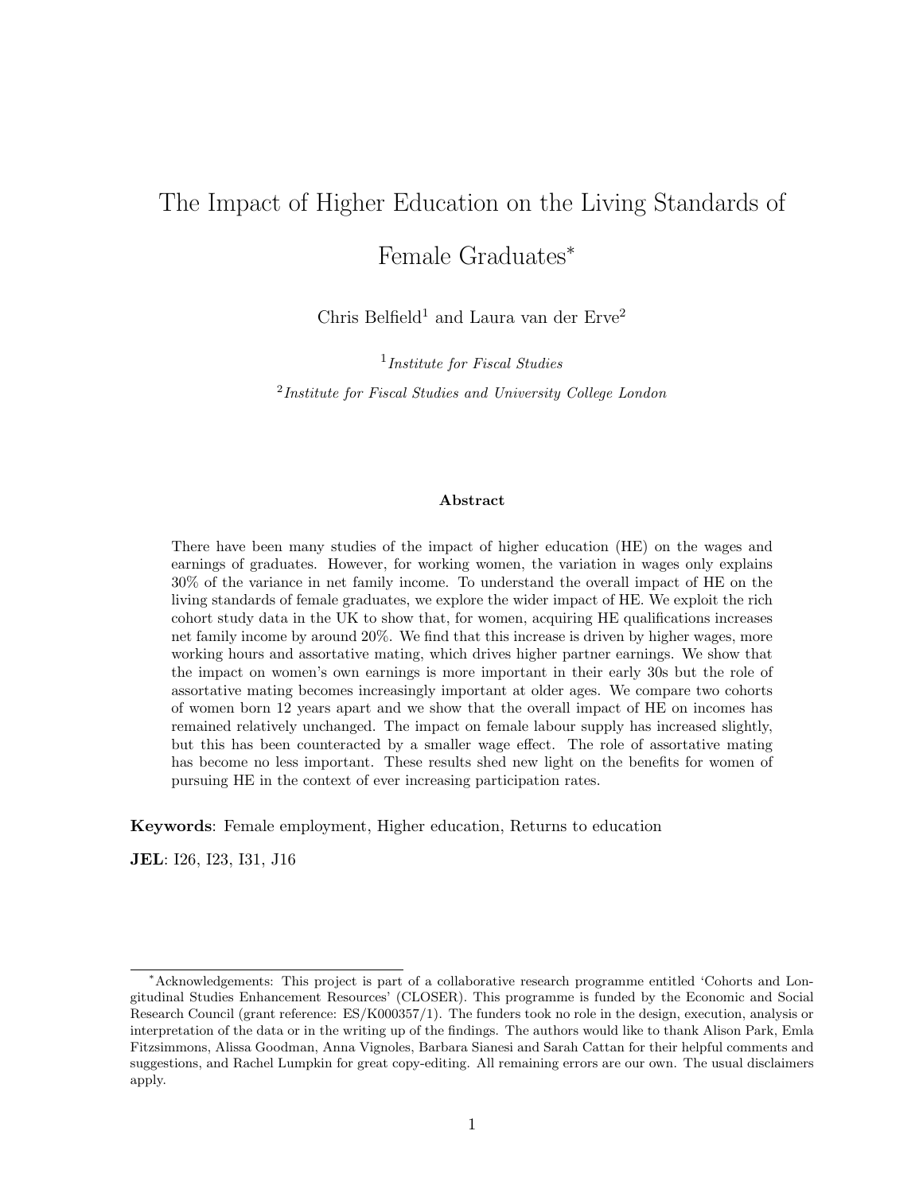# The Impact of Higher Education on the Living Standards of Female Graduates*

Chris Belfield[1] and Laura van der Erve[2]

[1] *Institute for Fiscal Studies*

[2] *Institute for Fiscal Studies and University College London*

### Abstract

There have been many studies of the impact of higher education (HE) on the wages and earnings of graduates. However, for working women, the variation in wages only explains 30% of the variance in net family income. To understand the overall impact of HE on the living standards of female graduates, we explore the wider impact of HE. We exploit the rich cohort study data in the UK to show that, for women, acquiring HE qualifications increases net family income by around 20%. We find that this increase is driven by higher wages, more working hours and assortative mating, which drives higher partner earnings. We show that the impact on women's own earnings is more important in their early 30s but the role of assortative mating becomes increasingly important at older ages. We compare two cohorts of women born 12 years apart and we show that the overall impact of HE on incomes has remained relatively unchanged. The impact on female labour supply has increased slightly, but this has been counteracted by a smaller wage effect. The role of assortative mating has become no less important. These results shed new light on the benefits for women of pursuing HE in the context of ever increasing participation rates.

**Keywords**: Female employment, Higher education, Returns to education

**JEL**: I26, I23, I31, J16

*Acknowledgements: This project is part of a collaborative research programme entitled 'Cohorts and Longitudinal Studies Enhancement Resources' (CLOSER). This programme is funded by the Economic and Social Research Council (grant reference: ES/K000357/1). The funders took no role in the design, execution, analysis or interpretation of the data or in the writing up of the findings. The authors would like to thank Alison Park, Emla Fitzsimmons, Alissa Goodman, Anna Vignoles, Barbara Sianesi and Sarah Cattan for their helpful comments and suggestions, and Rachel Lumpkin for great copy-editing. All remaining errors are our own. The usual disclaimers apply.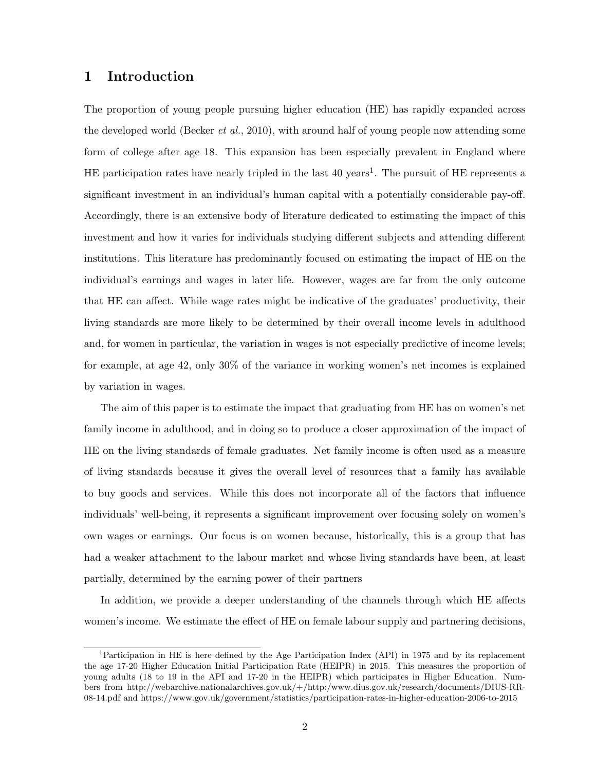# 1 Introduction

The proportion of young people pursuing higher education (HE) has rapidly expanded across the developed world (Becker *et al.*, 2010), with around half of young people now attending some form of college after age 18. This expansion has been especially prevalent in England where HE participation rates have nearly tripled in the last 40 years[1]. The pursuit of HE represents a significant investment in an individual's human capital with a potentially considerable pay-off. Accordingly, there is an extensive body of literature dedicated to estimating the impact of this investment and how it varies for individuals studying different subjects and attending different institutions. This literature has predominantly focused on estimating the impact of HE on the individual's earnings and wages in later life. However, wages are far from the only outcome that HE can affect. While wage rates might be indicative of the graduates' productivity, their living standards are more likely to be determined by their overall income levels in adulthood and, for women in particular, the variation in wages is not especially predictive of income levels; for example, at age 42, only 30% of the variance in working women's net incomes is explained by variation in wages.

The aim of this paper is to estimate the impact that graduating from HE has on women's net family income in adulthood, and in doing so to produce a closer approximation of the impact of HE on the living standards of female graduates. Net family income is often used as a measure of living standards because it gives the overall level of resources that a family has available to buy goods and services. While this does not incorporate all of the factors that influence individuals' well-being, it represents a significant improvement over focusing solely on women's own wages or earnings. Our focus is on women because, historically, this is a group that has had a weaker attachment to the labour market and whose living standards have been, at least partially, determined by the earning power of their partners

In addition, we provide a deeper understanding of the channels through which HE affects women's income. We estimate the effect of HE on female labour supply and partnering decisions,

[1] Participation in HE is here defined by the Age Participation Index (API) in 1975 and by its replacement the age 17-20 Higher Education Initial Participation Rate (HEIPR) in 2015. This measures the proportion of young adults (18 to 19 in the API and 17-20 in the HEIPR) which participates in Higher Education. Numbers from http://webarchive.nationalarchives.gov.uk/+/http:/www.dius.gov.uk/research/documents/DIUS-RR-08-14.pdf and https://www.gov.uk/government/statistics/participation-rates-in-higher-education-2006-to-2015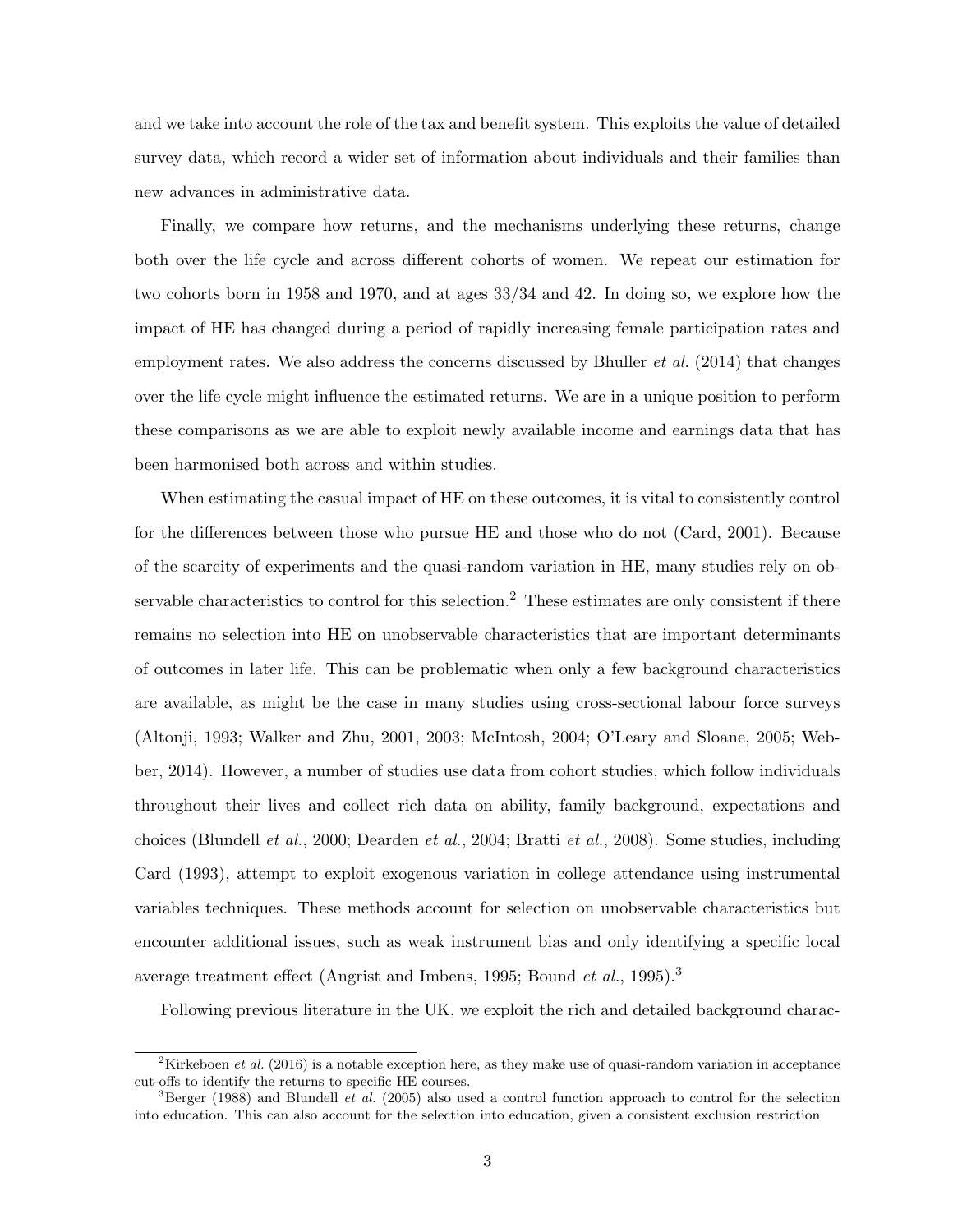and we take into account the role of the tax and benefit system. This exploits the value of detailed survey data, which record a wider set of information about individuals and their families than new advances in administrative data.

Finally, we compare how returns, and the mechanisms underlying these returns, change both over the life cycle and across different cohorts of women. We repeat our estimation for two cohorts born in 1958 and 1970, and at ages 33/34 and 42. In doing so, we explore how the impact of HE has changed during a period of rapidly increasing female participation rates and employment rates. We also address the concerns discussed by Bhuller *et al.* (2014) that changes over the life cycle might influence the estimated returns. We are in a unique position to perform these comparisons as we are able to exploit newly available income and earnings data that has been harmonised both across and within studies.

When estimating the casual impact of HE on these outcomes, it is vital to consistently control for the differences between those who pursue HE and those who do not (Card, 2001). Because of the scarcity of experiments and the quasi-random variation in HE, many studies rely on observable characteristics to control for this selection.[2] These estimates are only consistent if there remains no selection into HE on unobservable characteristics that are important determinants of outcomes in later life. This can be problematic when only a few background characteristics are available, as might be the case in many studies using cross-sectional labour force surveys (Altonji, 1993; Walker and Zhu, 2001, 2003; McIntosh, 2004; O'Leary and Sloane, 2005; Webber, 2014). However, a number of studies use data from cohort studies, which follow individuals throughout their lives and collect rich data on ability, family background, expectations and choices (Blundell *et al.*, 2000; Dearden *et al.*, 2004; Bratti *et al.*, 2008). Some studies, including Card (1993), attempt to exploit exogenous variation in college attendance using instrumental variables techniques. These methods account for selection on unobservable characteristics but encounter additional issues, such as weak instrument bias and only identifying a specific local average treatment effect (Angrist and Imbens, 1995; Bound *et al.*, 1995).[3]

Following previous literature in the UK, we exploit the rich and detailed background charac-

[2]Kirkeboen *et al.* (2016) is a notable exception here, as they make use of quasi-random variation in acceptance cut-offs to identify the returns to specific HE courses.

[3]Berger (1988) and Blundell *et al.* (2005) also used a control function approach to control for the selection into education. This can also account for the selection into education, given a consistent exclusion restriction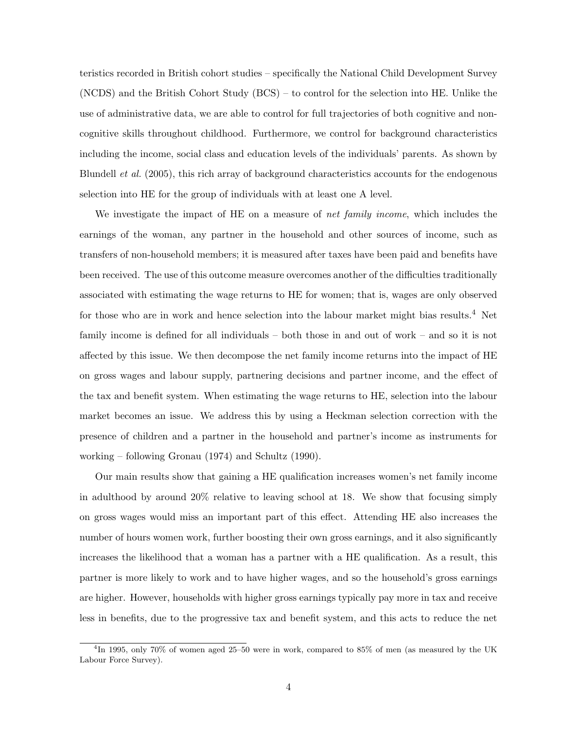teristics recorded in British cohort studies – specifically the National Child Development Survey (NCDS) and the British Cohort Study (BCS) – to control for the selection into HE. Unlike the use of administrative data, we are able to control for full trajectories of both cognitive and non-cognitive skills throughout childhood. Furthermore, we control for background characteristics including the income, social class and education levels of the individuals' parents. As shown by Blundell *et al.* (2005), this rich array of background characteristics accounts for the endogenous selection into HE for the group of individuals with at least one A level.

We investigate the impact of HE on a measure of *net family income*, which includes the earnings of the woman, any partner in the household and other sources of income, such as transfers of non-household members; it is measured after taxes have been paid and benefits have been received. The use of this outcome measure overcomes another of the difficulties traditionally associated with estimating the wage returns to HE for women; that is, wages are only observed for those who are in work and hence selection into the labour market might bias results.[4] Net family income is defined for all individuals – both those in and out of work – and so it is not affected by this issue. We then decompose the net family income returns into the impact of HE on gross wages and labour supply, partnering decisions and partner income, and the effect of the tax and benefit system. When estimating the wage returns to HE, selection into the labour market becomes an issue. We address this by using a Heckman selection correction with the presence of children and a partner in the household and partner's income as instruments for working – following Gronau (1974) and Schultz (1990).

Our main results show that gaining a HE qualification increases women's net family income in adulthood by around 20% relative to leaving school at 18. We show that focusing simply on gross wages would miss an important part of this effect. Attending HE also increases the number of hours women work, further boosting their own gross earnings, and it also significantly increases the likelihood that a woman has a partner with a HE qualification. As a result, this partner is more likely to work and to have higher wages, and so the household's gross earnings are higher. However, households with higher gross earnings typically pay more in tax and receive less in benefits, due to the progressive tax and benefit system, and this acts to reduce the net

[4] In 1995, only 70% of women aged 25–50 were in work, compared to 85% of men (as measured by the UK Labour Force Survey).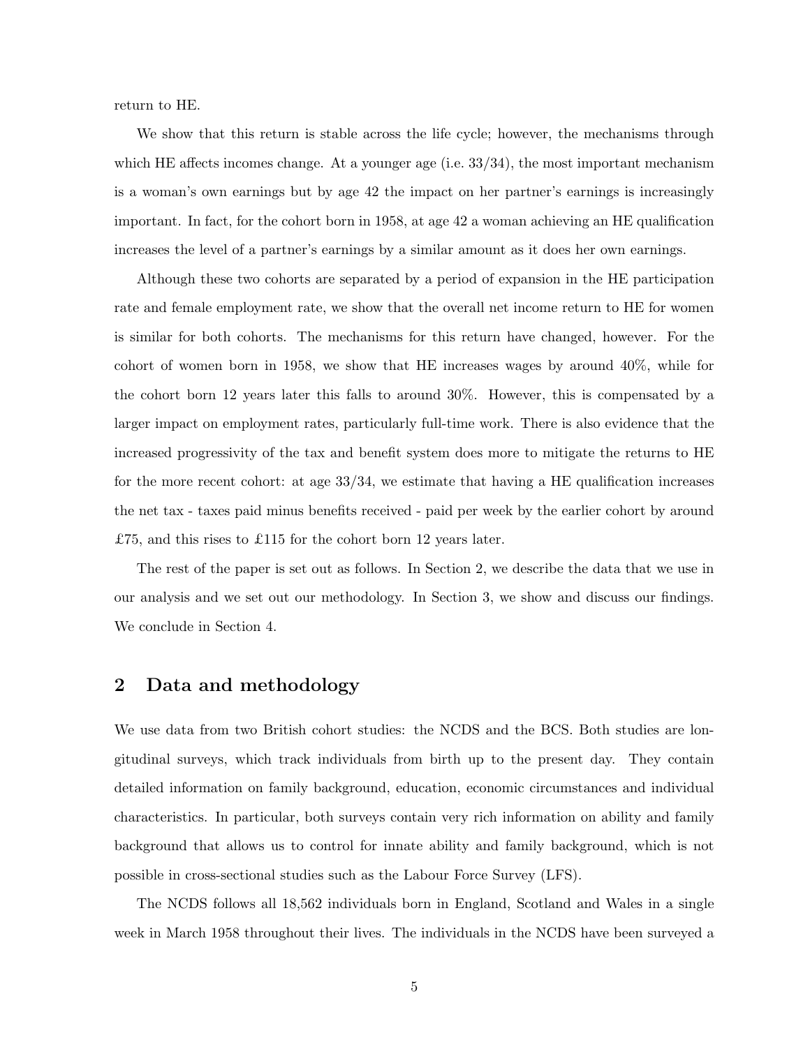return to HE.

We show that this return is stable across the life cycle; however, the mechanisms through which HE affects incomes change. At a younger age (i.e. 33/34), the most important mechanism is a woman's own earnings but by age 42 the impact on her partner's earnings is increasingly important. In fact, for the cohort born in 1958, at age 42 a woman achieving an HE qualification increases the level of a partner's earnings by a similar amount as it does her own earnings.

Although these two cohorts are separated by a period of expansion in the HE participation rate and female employment rate, we show that the overall net income return to HE for women is similar for both cohorts. The mechanisms for this return have changed, however. For the cohort of women born in 1958, we show that HE increases wages by around 40%, while for the cohort born 12 years later this falls to around 30%. However, this is compensated by a larger impact on employment rates, particularly full-time work. There is also evidence that the increased progressivity of the tax and benefit system does more to mitigate the returns to HE for the more recent cohort: at age 33/34, we estimate that having a HE qualification increases the net tax - taxes paid minus benefits received - paid per week by the earlier cohort by around £75, and this rises to £115 for the cohort born 12 years later.

The rest of the paper is set out as follows. In Section 2, we describe the data that we use in our analysis and we set out our methodology. In Section 3, we show and discuss our findings. We conclude in Section 4.

## 2 Data and methodology

We use data from two British cohort studies: the NCDS and the BCS. Both studies are longitudinal surveys, which track individuals from birth up to the present day. They contain detailed information on family background, education, economic circumstances and individual characteristics. In particular, both surveys contain very rich information on ability and family background that allows us to control for innate ability and family background, which is not possible in cross-sectional studies such as the Labour Force Survey (LFS).

The NCDS follows all 18,562 individuals born in England, Scotland and Wales in a single week in March 1958 throughout their lives. The individuals in the NCDS have been surveyed a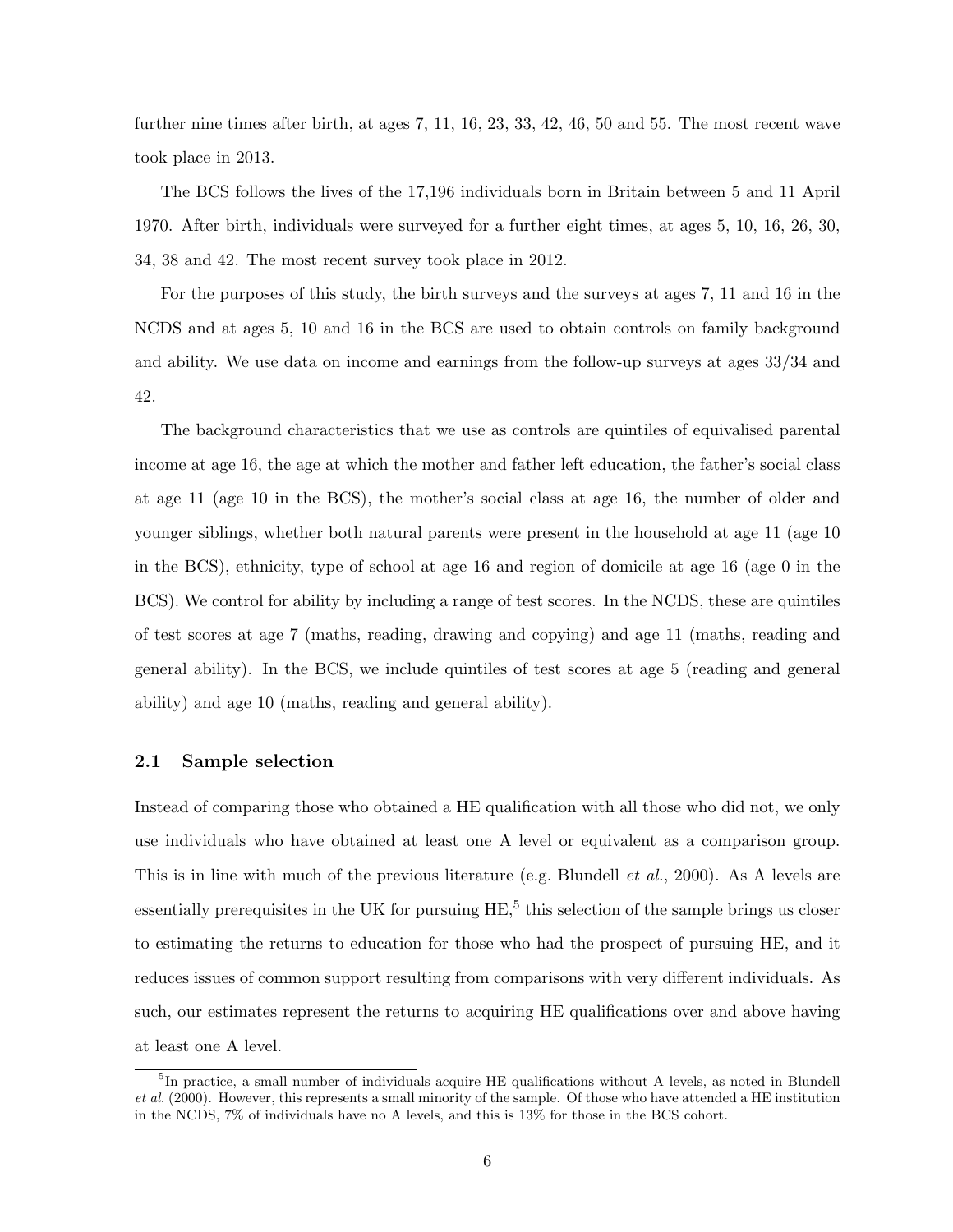further nine times after birth, at ages 7, 11, 16, 23, 33, 42, 46, 50 and 55. The most recent wave took place in 2013.

The BCS follows the lives of the 17,196 individuals born in Britain between 5 and 11 April 1970. After birth, individuals were surveyed for a further eight times, at ages 5, 10, 16, 26, 30, 34, 38 and 42. The most recent survey took place in 2012.

For the purposes of this study, the birth surveys and the surveys at ages 7, 11 and 16 in the NCDS and at ages 5, 10 and 16 in the BCS are used to obtain controls on family background and ability. We use data on income and earnings from the follow-up surveys at ages 33/34 and 42.

The background characteristics that we use as controls are quintiles of equivalised parental income at age 16, the age at which the mother and father left education, the father's social class at age 11 (age 10 in the BCS), the mother's social class at age 16, the number of older and younger siblings, whether both natural parents were present in the household at age 11 (age 10 in the BCS), ethnicity, type of school at age 16 and region of domicile at age 16 (age 0 in the BCS). We control for ability by including a range of test scores. In the NCDS, these are quintiles of test scores at age 7 (maths, reading, drawing and copying) and age 11 (maths, reading and general ability). In the BCS, we include quintiles of test scores at age 5 (reading and general ability) and age 10 (maths, reading and general ability).

### 2.1 Sample selection

Instead of comparing those who obtained a HE qualification with all those who did not, we only use individuals who have obtained at least one A level or equivalent as a comparison group. This is in line with much of the previous literature (e.g. Blundell *et al.*, 2000). As A levels are essentially prerequisites in the UK for pursuing HE,[5] this selection of the sample brings us closer to estimating the returns to education for those who had the prospect of pursuing HE, and it reduces issues of common support resulting from comparisons with very different individuals. As such, our estimates represent the returns to acquiring HE qualifications over and above having at least one A level.

[5] In practice, a small number of individuals acquire HE qualifications without A levels, as noted in Blundell *et al.* (2000). However, this represents a small minority of the sample. Of those who have attended a HE institution in the NCDS, 7% of individuals have no A levels, and this is 13% for those in the BCS cohort.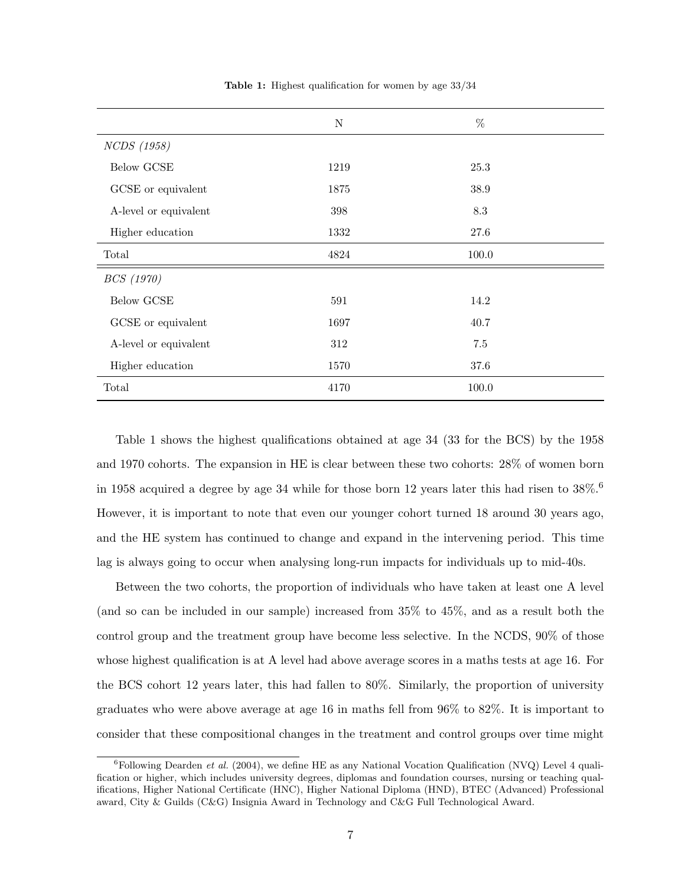**Table 1:** Highest qualification for women by age 33/34

| | N | % |
|---|---|---|
| *NCDS (1958)* | | |
| Below GCSE | 1219 | 25.3 |
| GCSE or equivalent | 1875 | 38.9 |
| A-level or equivalent | 398 | 8.3 |
| Higher education | 1332 | 27.6 |
| Total | 4824 | 100.0 |
| *BCS (1970)* | | |
| Below GCSE | 591 | 14.2 |
| GCSE or equivalent | 1697 | 40.7 |
| A-level or equivalent | 312 | 7.5 |
| Higher education | 1570 | 37.6 |
| Total | 4170 | 100.0 |

Table 1 shows the highest qualifications obtained at age 34 (33 for the BCS) by the 1958 and 1970 cohorts. The expansion in HE is clear between these two cohorts: 28% of women born in 1958 acquired a degree by age 34 while for those born 12 years later this had risen to 38%.[6] However, it is important to note that even our younger cohort turned 18 around 30 years ago, and the HE system has continued to change and expand in the intervening period. This time lag is always going to occur when analysing long-run impacts for individuals up to mid-40s.

Between the two cohorts, the proportion of individuals who have taken at least one A level (and so can be included in our sample) increased from 35% to 45%, and as a result both the control group and the treatment group have become less selective. In the NCDS, 90% of those whose highest qualification is at A level had above average scores in a maths tests at age 16. For the BCS cohort 12 years later, this had fallen to 80%. Similarly, the proportion of university graduates who were above average at age 16 in maths fell from 96% to 82%. It is important to consider that these compositional changes in the treatment and control groups over time might

[6] Following Dearden *et al.* (2004), we define HE as any National Vocation Qualification (NVQ) Level 4 qualification or higher, which includes university degrees, diplomas and foundation courses, nursing or teaching qualifications, Higher National Certificate (HNC), Higher National Diploma (HND), BTEC (Advanced) Professional award, City & Guilds (C&G) Insignia Award in Technology and C&G Full Technological Award.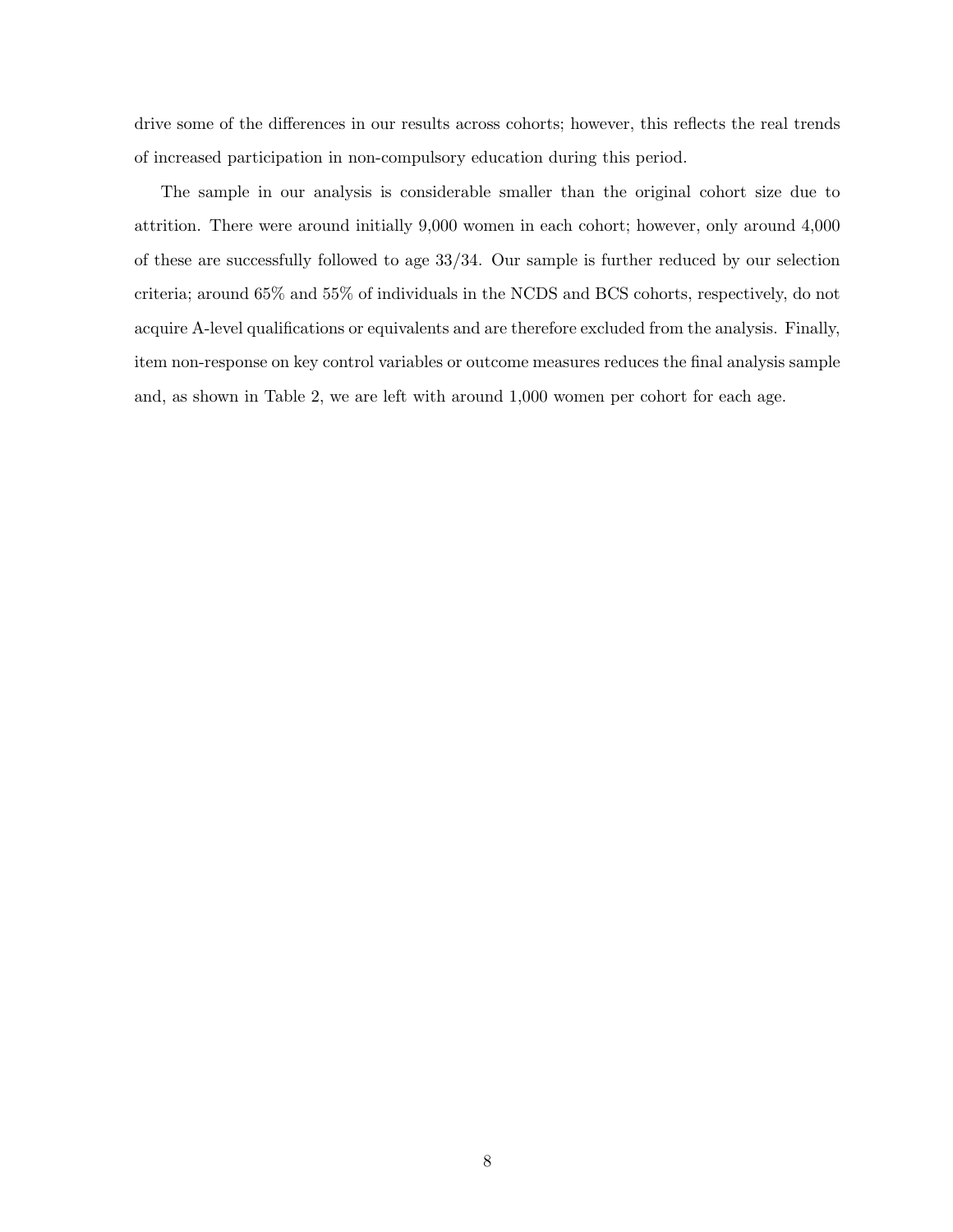drive some of the differences in our results across cohorts; however, this reflects the real trends of increased participation in non-compulsory education during this period.

The sample in our analysis is considerable smaller than the original cohort size due to attrition. There were around initially 9,000 women in each cohort; however, only around 4,000 of these are successfully followed to age 33/34. Our sample is further reduced by our selection criteria; around 65% and 55% of individuals in the NCDS and BCS cohorts, respectively, do not acquire A-level qualifications or equivalents and are therefore excluded from the analysis. Finally, item non-response on key control variables or outcome measures reduces the final analysis sample and, as shown in Table 2, we are left with around 1,000 women per cohort for each age.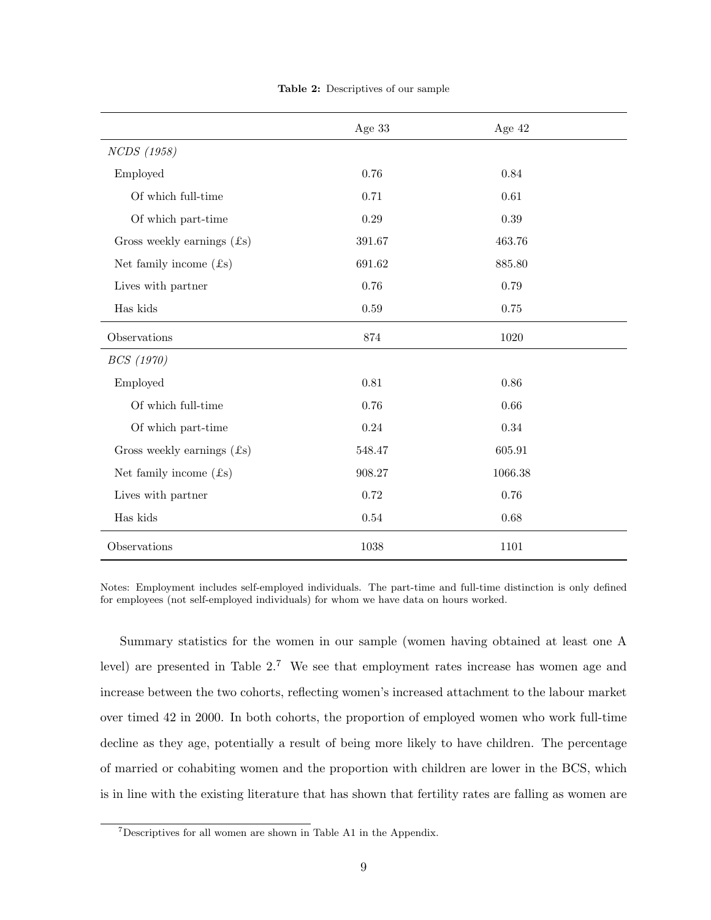**Table 2:** Descriptives of our sample

| | Age 33 | Age 42 |
|---|---|---|
| *NCDS (1958)* | | |
| Employed | 0.76 | 0.84 |
| Of which full-time | 0.71 | 0.61 |
| Of which part-time | 0.29 | 0.39 |
| Gross weekly earnings (£s) | 391.67 | 463.76 |
| Net family income (£s) | 691.62 | 885.80 |
| Lives with partner | 0.76 | 0.79 |
| Has kids | 0.59 | 0.75 |
| Observations | 874 | 1020 |
| *BCS (1970)* | | |
| Employed | 0.81 | 0.86 |
| Of which full-time | 0.76 | 0.66 |
| Of which part-time | 0.24 | 0.34 |
| Gross weekly earnings (£s) | 548.47 | 605.91 |
| Net family income (£s) | 908.27 | 1066.38 |
| Lives with partner | 0.72 | 0.76 |
| Has kids | 0.54 | 0.68 |
| Observations | 1038 | 1101 |

Notes: Employment includes self-employed individuals. The part-time and full-time distinction is only defined for employees (not self-employed individuals) for whom we have data on hours worked.

Summary statistics for the women in our sample (women having obtained at least one A level) are presented in Table 2.[7] We see that employment rates increase has women age and increase between the two cohorts, reflecting women's increased attachment to the labour market over timed 42 in 2000. In both cohorts, the proportion of employed women who work full-time decline as they age, potentially a result of being more likely to have children. The percentage of married or cohabiting women and the proportion with children are lower in the BCS, which is in line with the existing literature that has shown that fertility rates are falling as women are

[7]Descriptives for all women are shown in Table A1 in the Appendix.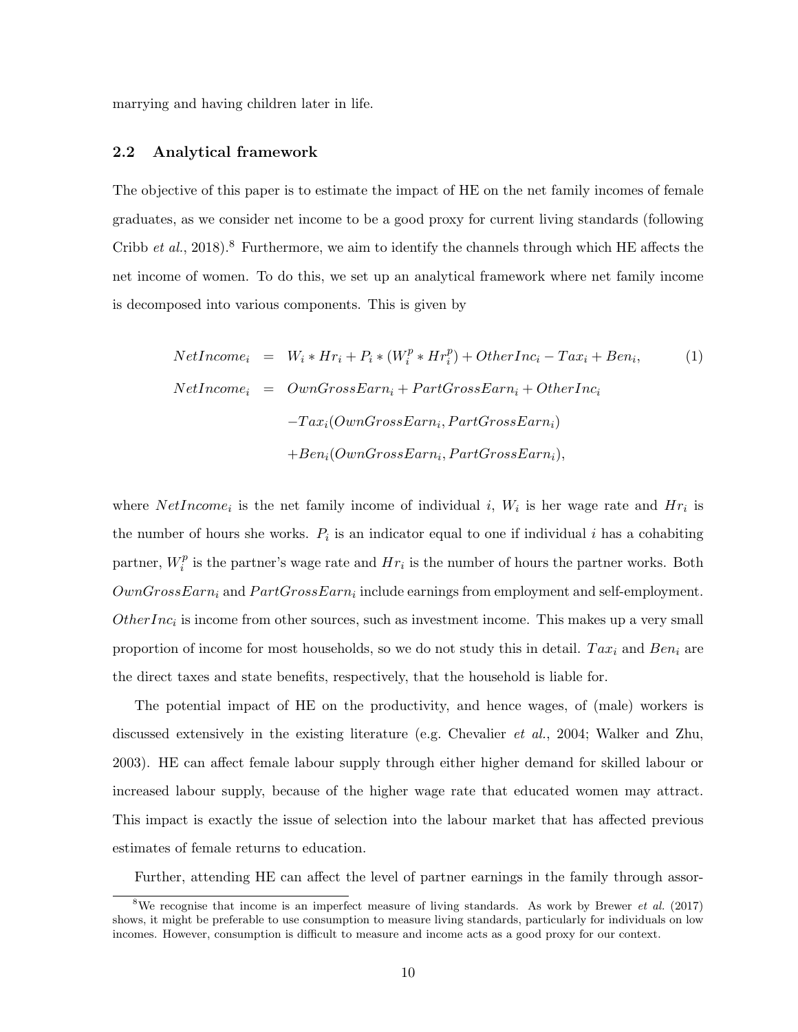marrying and having children later in life.

### 2.2 Analytical framework

The objective of this paper is to estimate the impact of HE on the net family incomes of female graduates, as we consider net income to be a good proxy for current living standards (following Cribb *et al.*, 2018).[8] Furthermore, we aim to identify the channels through which HE affects the net income of women. To do this, we set up an analytical framework where net family income is decomposed into various components. This is given by

$$
\begin{aligned}
NetIncome_i &= W_i * Hr_i + P_i * (W_i^p * Hr_i^p) + OtherInc_i - Tax_i + Ben_i, \qquad (1)\\
NetIncome_i &= OwnGrossEarn_i + PartGrossEarn_i + OtherInc_i \\
&\quad - Tax_i(OwnGrossEarn_i, PartGrossEarn_i) \\
&\quad + Ben_i(OwnGrossEarn_i, PartGrossEarn_i),
\end{aligned}
$$

where $NetIncome_i$ is the net family income of individual $i$, $W_i$ is her wage rate and $Hr_i$ is the number of hours she works. $P_i$ is an indicator equal to one if individual $i$ has a cohabiting partner, $W_i^p$ is the partner's wage rate and $Hr_i$ is the number of hours the partner works. Both $OwnGrossEarn_i$ and $PartGrossEarn_i$ include earnings from employment and self-employment. $OtherInc_i$ is income from other sources, such as investment income. This makes up a very small proportion of income for most households, so we do not study this in detail. $Tax_i$ and $Ben_i$ are the direct taxes and state benefits, respectively, that the household is liable for.

The potential impact of HE on the productivity, and hence wages, of (male) workers is discussed extensively in the existing literature (e.g. Chevalier *et al.*, 2004; Walker and Zhu, 2003). HE can affect female labour supply through either higher demand for skilled labour or increased labour supply, because of the higher wage rate that educated women may attract. This impact is exactly the issue of selection into the labour market that has affected previous estimates of female returns to education.

Further, attending HE can affect the level of partner earnings in the family through assor-

[8] We recognise that income is an imperfect measure of living standards. As work by Brewer *et al.* (2017) shows, it might be preferable to use consumption to measure living standards, particularly for individuals on low incomes. However, consumption is difficult to measure and income acts as a good proxy for our context.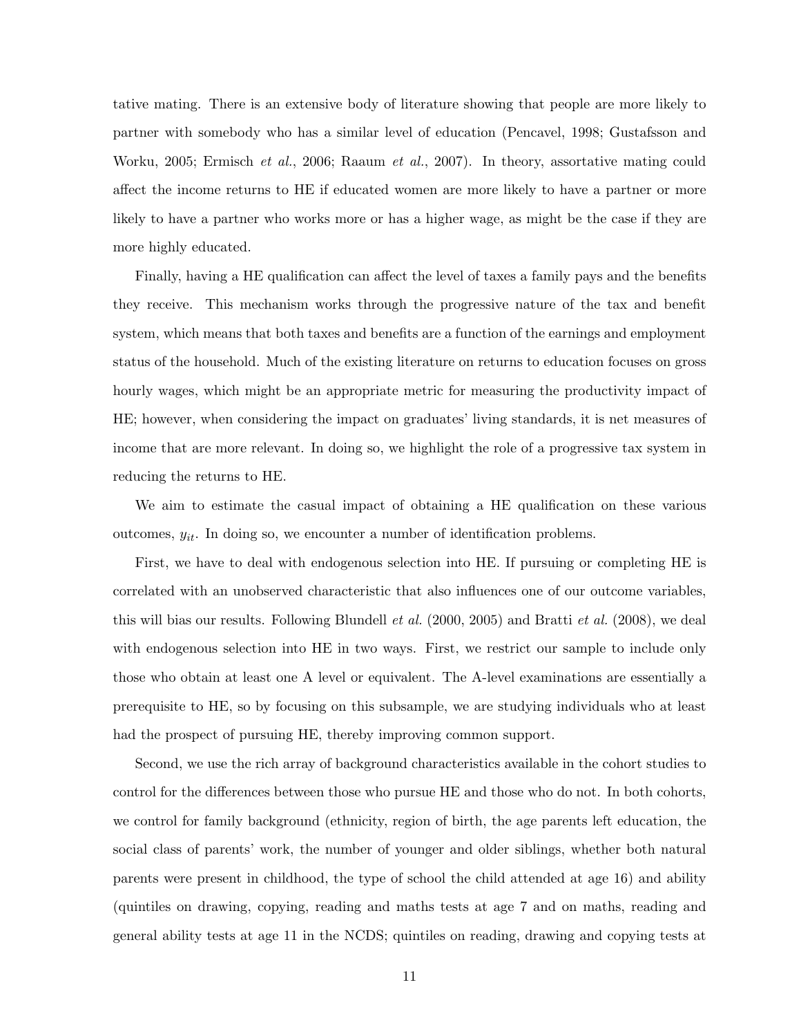tative mating. There is an extensive body of literature showing that people are more likely to partner with somebody who has a similar level of education (Pencavel, 1998; Gustafsson and Worku, 2005; Ermisch *et al.*, 2006; Raaum *et al.*, 2007). In theory, assortative mating could affect the income returns to HE if educated women are more likely to have a partner or more likely to have a partner who works more or has a higher wage, as might be the case if they are more highly educated.

Finally, having a HE qualification can affect the level of taxes a family pays and the benefits they receive. This mechanism works through the progressive nature of the tax and benefit system, which means that both taxes and benefits are a function of the earnings and employment status of the household. Much of the existing literature on returns to education focuses on gross hourly wages, which might be an appropriate metric for measuring the productivity impact of HE; however, when considering the impact on graduates' living standards, it is net measures of income that are more relevant. In doing so, we highlight the role of a progressive tax system in reducing the returns to HE.

We aim to estimate the casual impact of obtaining a HE qualification on these various outcomes, $y_{it}$. In doing so, we encounter a number of identification problems.

First, we have to deal with endogenous selection into HE. If pursuing or completing HE is correlated with an unobserved characteristic that also influences one of our outcome variables, this will bias our results. Following Blundell *et al.* (2000, 2005) and Bratti *et al.* (2008), we deal with endogenous selection into HE in two ways. First, we restrict our sample to include only those who obtain at least one A level or equivalent. The A-level examinations are essentially a prerequisite to HE, so by focusing on this subsample, we are studying individuals who at least had the prospect of pursuing HE, thereby improving common support.

Second, we use the rich array of background characteristics available in the cohort studies to control for the differences between those who pursue HE and those who do not. In both cohorts, we control for family background (ethnicity, region of birth, the age parents left education, the social class of parents' work, the number of younger and older siblings, whether both natural parents were present in childhood, the type of school the child attended at age 16) and ability (quintiles on drawing, copying, reading and maths tests at age 7 and on maths, reading and general ability tests at age 11 in the NCDS; quintiles on reading, drawing and copying tests at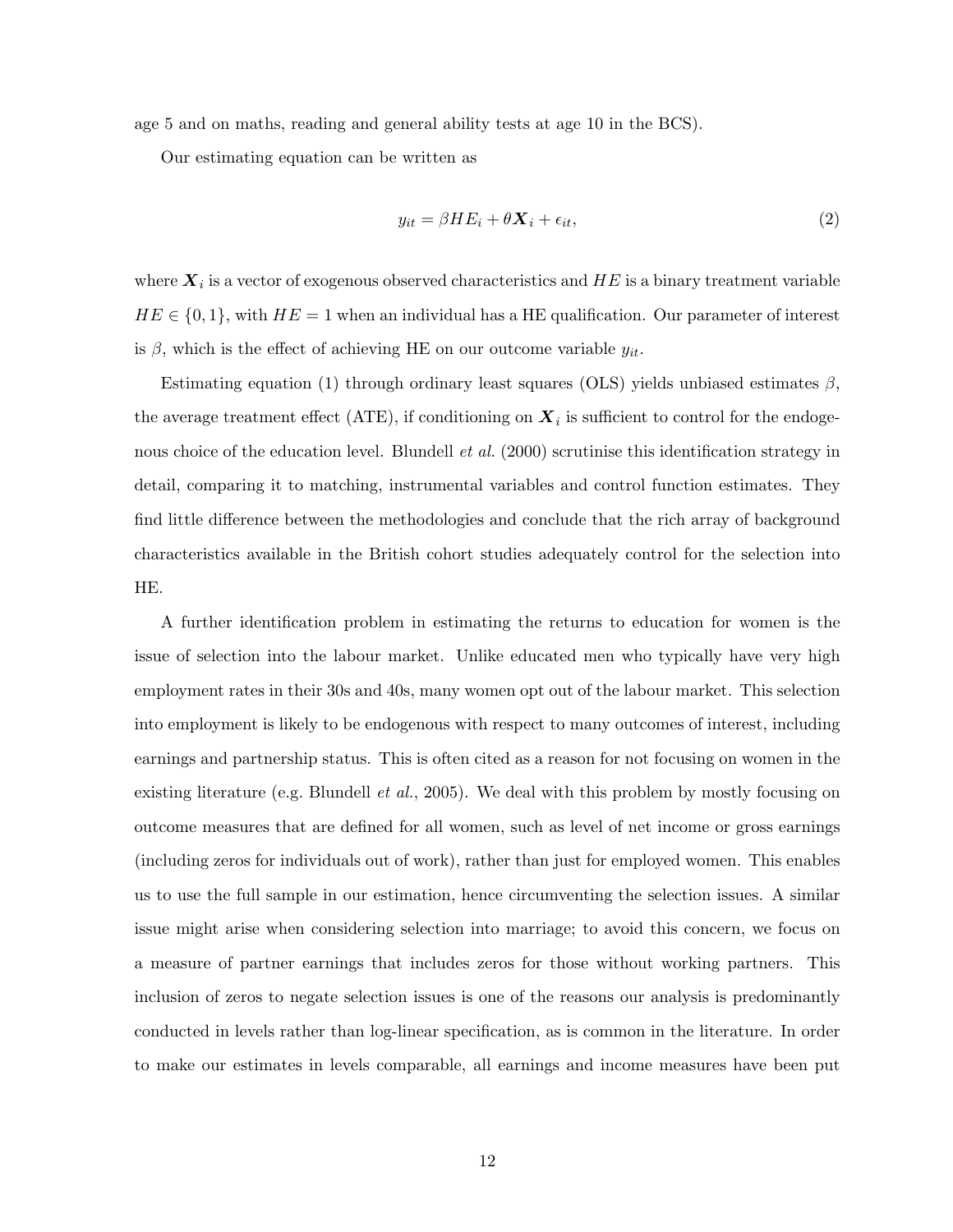age 5 and on maths, reading and general ability tests at age 10 in the BCS).

Our estimating equation can be written as

$$y_{it} = \beta HE_i + \theta \boldsymbol{X}_i + \epsilon_{it}, \tag{2}$$

where $\boldsymbol{X}_i$ is a vector of exogenous observed characteristics and $HE$ is a binary treatment variable $HE \in \{0, 1\}$, with $HE = 1$ when an individual has a HE qualification. Our parameter of interest is $\beta$, which is the effect of achieving HE on our outcome variable $y_{it}$.

Estimating equation (1) through ordinary least squares (OLS) yields unbiased estimates $\beta$, the average treatment effect (ATE), if conditioning on $\boldsymbol{X}_i$ is sufficient to control for the endogenous choice of the education level. Blundell *et al.* (2000) scrutinise this identification strategy in detail, comparing it to matching, instrumental variables and control function estimates. They find little difference between the methodologies and conclude that the rich array of background characteristics available in the British cohort studies adequately control for the selection into HE.

A further identification problem in estimating the returns to education for women is the issue of selection into the labour market. Unlike educated men who typically have very high employment rates in their 30s and 40s, many women opt out of the labour market. This selection into employment is likely to be endogenous with respect to many outcomes of interest, including earnings and partnership status. This is often cited as a reason for not focusing on women in the existing literature (e.g. Blundell *et al.*, 2005). We deal with this problem by mostly focusing on outcome measures that are defined for all women, such as level of net income or gross earnings (including zeros for individuals out of work), rather than just for employed women. This enables us to use the full sample in our estimation, hence circumventing the selection issues. A similar issue might arise when considering selection into marriage; to avoid this concern, we focus on a measure of partner earnings that includes zeros for those without working partners. This inclusion of zeros to negate selection issues is one of the reasons our analysis is predominantly conducted in levels rather than log-linear specification, as is common in the literature. In order to make our estimates in levels comparable, all earnings and income measures have been put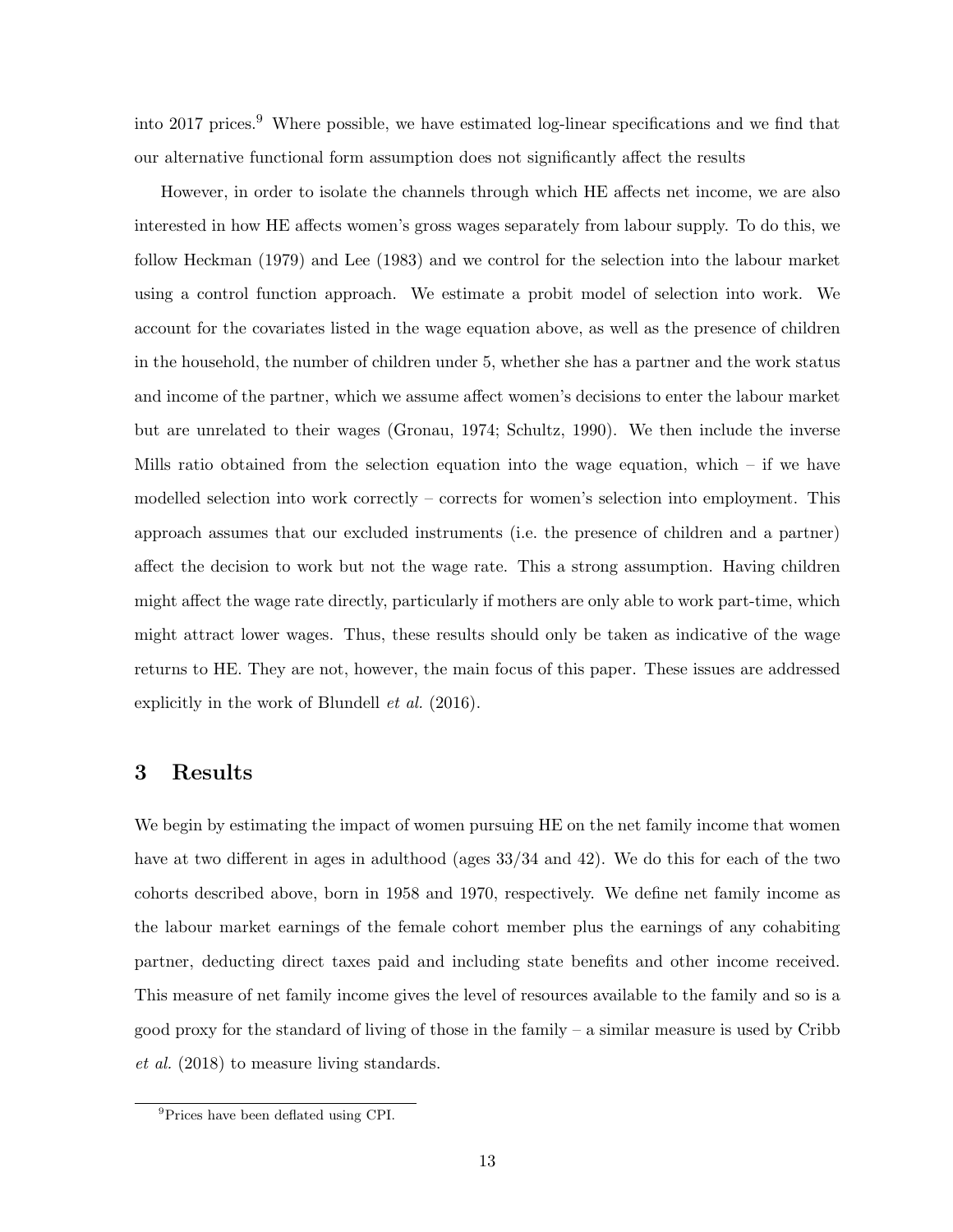into 2017 prices.[9] Where possible, we have estimated log-linear specifications and we find that our alternative functional form assumption does not significantly affect the results

However, in order to isolate the channels through which HE affects net income, we are also interested in how HE affects women's gross wages separately from labour supply. To do this, we follow Heckman (1979) and Lee (1983) and we control for the selection into the labour market using a control function approach. We estimate a probit model of selection into work. We account for the covariates listed in the wage equation above, as well as the presence of children in the household, the number of children under 5, whether she has a partner and the work status and income of the partner, which we assume affect women's decisions to enter the labour market but are unrelated to their wages (Gronau, 1974; Schultz, 1990). We then include the inverse Mills ratio obtained from the selection equation into the wage equation, which – if we have modelled selection into work correctly – corrects for women's selection into employment. This approach assumes that our excluded instruments (i.e. the presence of children and a partner) affect the decision to work but not the wage rate. This a strong assumption. Having children might affect the wage rate directly, particularly if mothers are only able to work part-time, which might attract lower wages. Thus, these results should only be taken as indicative of the wage returns to HE. They are not, however, the main focus of this paper. These issues are addressed explicitly in the work of Blundell *et al.* (2016).

## 3 Results

We begin by estimating the impact of women pursuing HE on the net family income that women have at two different in ages in adulthood (ages 33/34 and 42). We do this for each of the two cohorts described above, born in 1958 and 1970, respectively. We define net family income as the labour market earnings of the female cohort member plus the earnings of any cohabiting partner, deducting direct taxes paid and including state benefits and other income received. This measure of net family income gives the level of resources available to the family and so is a good proxy for the standard of living of those in the family – a similar measure is used by Cribb *et al.* (2018) to measure living standards.

[9] Prices have been deflated using CPI.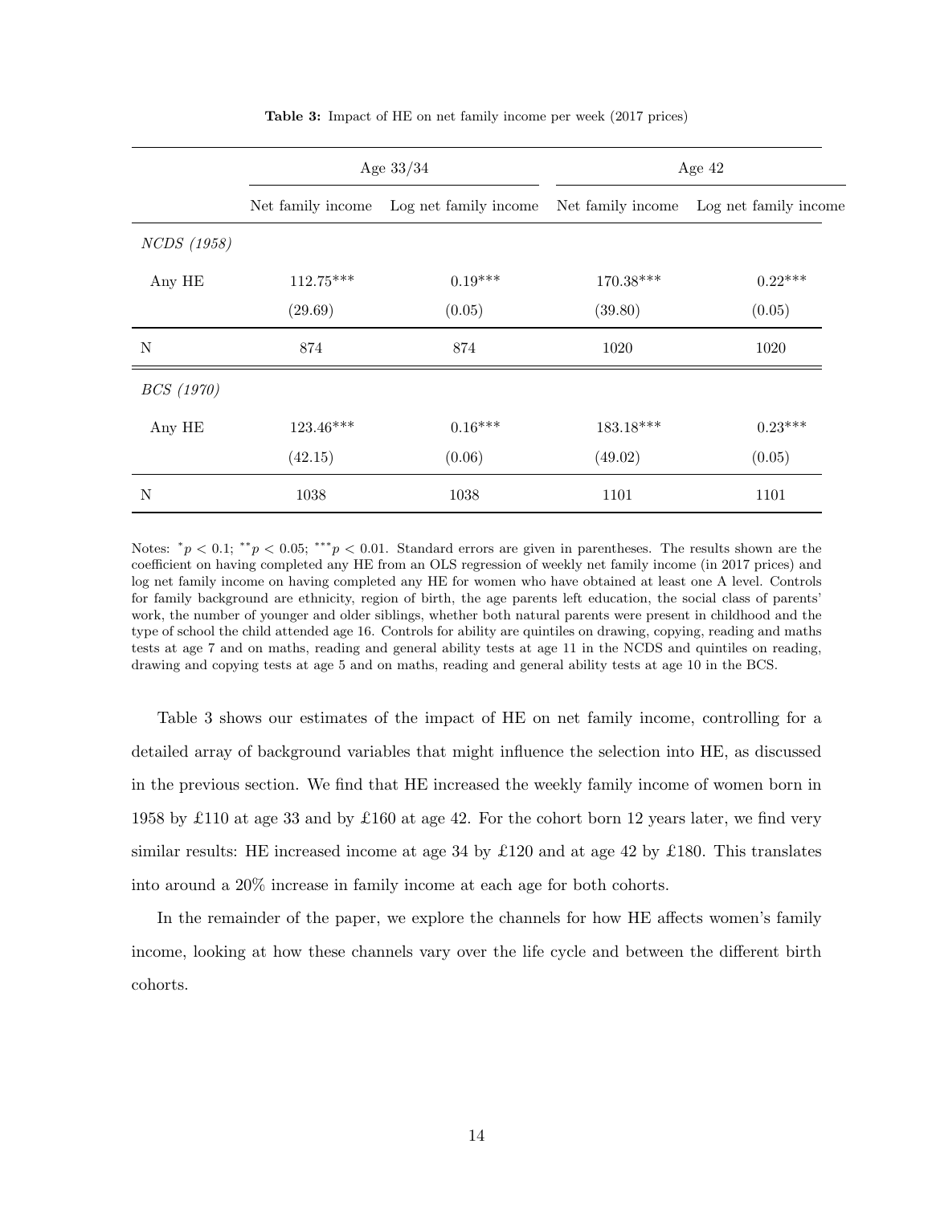**Table 3:** Impact of HE on net family income per week (2017 prices)

| | Age 33/34 | | Age 42 | |
|---|---|---|---|---|
| | Net family income | Log net family income | Net family income | Log net family income |
| *NCDS (1958)* | | | | |
| Any HE | 112.75*** | 0.19*** | 170.38*** | 0.22*** |
| | (29.69) | (0.05) | (39.80) | (0.05) |
| N | 874 | 874 | 1020 | 1020 |
| *BCS (1970)* | | | | |
| Any HE | 123.46*** | 0.16*** | 183.18*** | 0.23*** |
| | (42.15) | (0.06) | (49.02) | (0.05) |
| N | 1038 | 1038 | 1101 | 1101 |

Notes: $^{*}p < 0.1$; $^{**}p < 0.05$; $^{***}p < 0.01$. Standard errors are given in parentheses. The results shown are the coefficient on having completed any HE from an OLS regression of weekly net family income (in 2017 prices) and log net family income on having completed any HE for women who have obtained at least one A level. Controls for family background are ethnicity, region of birth, the age parents left education, the social class of parents' work, the number of younger and older siblings, whether both natural parents were present in childhood and the type of school the child attended age 16. Controls for ability are quintiles on drawing, copying, reading and maths tests at age 7 and on maths, reading and general ability tests at age 11 in the NCDS and quintiles on reading, drawing and copying tests at age 5 and on maths, reading and general ability tests at age 10 in the BCS.

Table 3 shows our estimates of the impact of HE on net family income, controlling for a detailed array of background variables that might influence the selection into HE, as discussed in the previous section. We find that HE increased the weekly family income of women born in 1958 by £110 at age 33 and by £160 at age 42. For the cohort born 12 years later, we find very similar results: HE increased income at age 34 by £120 and at age 42 by £180. This translates into around a 20% increase in family income at each age for both cohorts.

In the remainder of the paper, we explore the channels for how HE affects women's family income, looking at how these channels vary over the life cycle and between the different birth cohorts.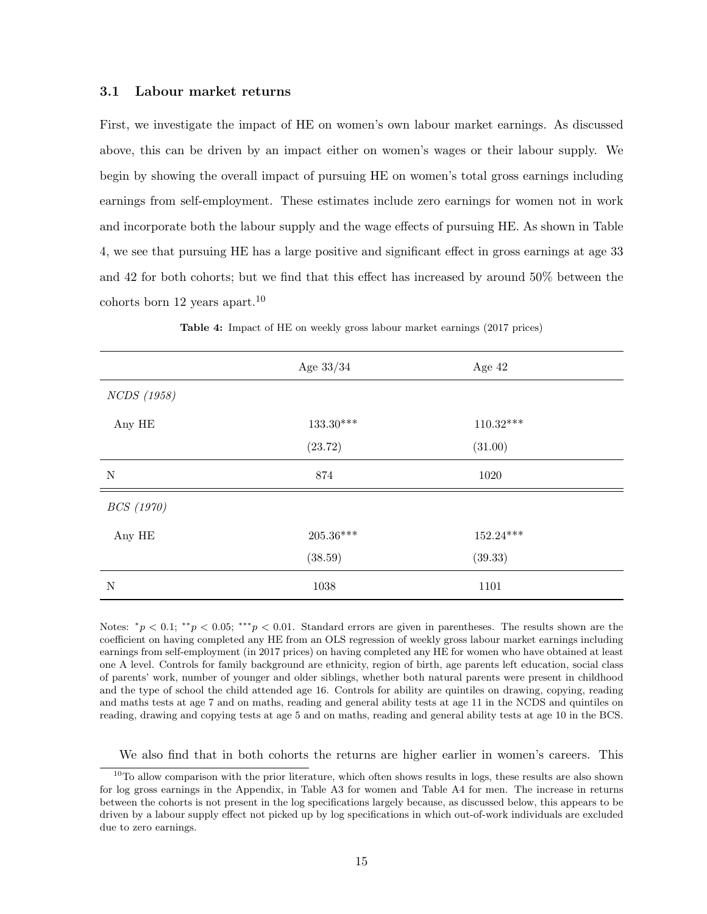### 3.1 Labour market returns

First, we investigate the impact of HE on women's own labour market earnings. As discussed above, this can be driven by an impact either on women's wages or their labour supply. We begin by showing the overall impact of pursuing HE on women's total gross earnings including earnings from self-employment. These estimates include zero earnings for women not in work and incorporate both the labour supply and the wage effects of pursuing HE. As shown in Table 4, we see that pursuing HE has a large positive and significant effect in gross earnings at age 33 and 42 for both cohorts; but we find that this effect has increased by around 50% between the cohorts born 12 years apart.[10]

**Table 4:** Impact of HE on weekly gross labour market earnings (2017 prices)

| | Age 33/34 | Age 42 |
|---|---|---|
| *NCDS (1958)* | | |
| Any HE | 133.30*** | 110.32*** |
| | (23.72) | (31.00) |
| N | 874 | 1020 |
| *BCS (1970)* | | |
| Any HE | 205.36*** | 152.24*** |
| | (38.59) | (39.33) |
| N | 1038 | 1101 |

Notes: $^{*}p < 0.1$; $^{**}p < 0.05$; $^{***}p < 0.01$. Standard errors are given in parentheses. The results shown are the coefficient on having completed any HE from an OLS regression of weekly gross labour market earnings including earnings from self-employment (in 2017 prices) on having completed any HE for women who have obtained at least one A level. Controls for family background are ethnicity, region of birth, age parents left education, social class of parents' work, number of younger and older siblings, whether both natural parents were present in childhood and the type of school the child attended age 16. Controls for ability are quintiles on drawing, copying, reading and maths tests at age 7 and on maths, reading and general ability tests at age 11 in the NCDS and quintiles on reading, drawing and copying tests at age 5 and on maths, reading and general ability tests at age 10 in the BCS.

We also find that in both cohorts the returns are higher earlier in women's careers. This

[10] To allow comparison with the prior literature, which often shows results in logs, these results are also shown for log gross earnings in the Appendix, in Table A3 for women and Table A4 for men. The increase in returns between the cohorts is not present in the log specifications largely because, as discussed below, this appears to be driven by a labour supply effect not picked up by log specifications in which out-of-work individuals are excluded due to zero earnings.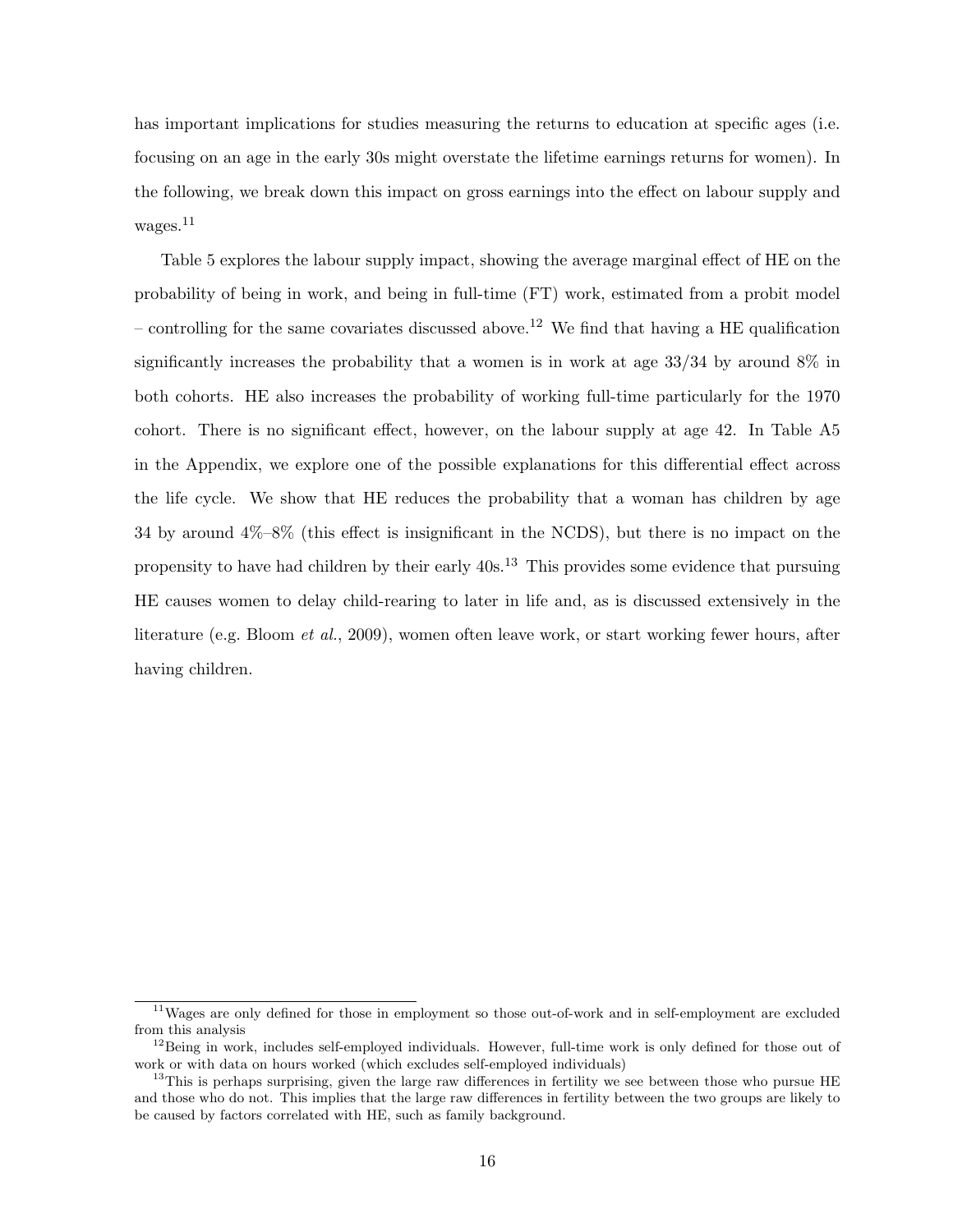has important implications for studies measuring the returns to education at specific ages (i.e. focusing on an age in the early 30s might overstate the lifetime earnings returns for women). In the following, we break down this impact on gross earnings into the effect on labour supply and wages.[11]

Table 5 explores the labour supply impact, showing the average marginal effect of HE on the probability of being in work, and being in full-time (FT) work, estimated from a probit model – controlling for the same covariates discussed above.[12] We find that having a HE qualification significantly increases the probability that a women is in work at age 33/34 by around 8% in both cohorts. HE also increases the probability of working full-time particularly for the 1970 cohort. There is no significant effect, however, on the labour supply at age 42. In Table A5 in the Appendix, we explore one of the possible explanations for this differential effect across the life cycle. We show that HE reduces the probability that a woman has children by age 34 by around 4%–8% (this effect is insignificant in the NCDS), but there is no impact on the propensity to have had children by their early 40s.[13] This provides some evidence that pursuing HE causes women to delay child-rearing to later in life and, as is discussed extensively in the literature (e.g. Bloom *et al.*, 2009), women often leave work, or start working fewer hours, after having children.

---

[11] Wages are only defined for those in employment so those out-of-work and in self-employment are excluded from this analysis

[12] Being in work, includes self-employed individuals. However, full-time work is only defined for those out of work or with data on hours worked (which excludes self-employed individuals)

[13] This is perhaps surprising, given the large raw differences in fertility we see between those who pursue HE and those who do not. This implies that the large raw differences in fertility between the two groups are likely to be caused by factors correlated with HE, such as family background.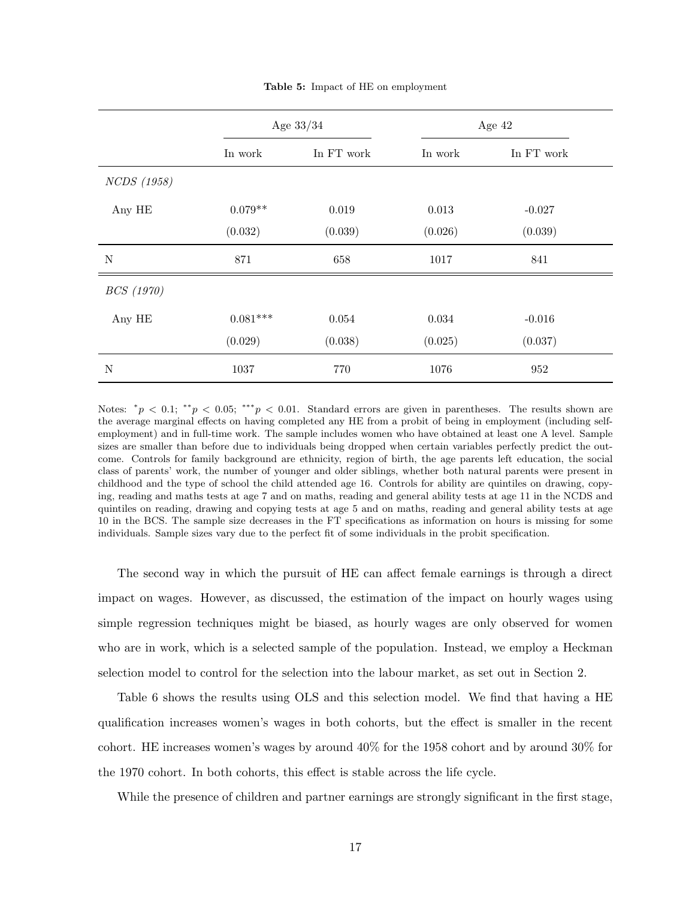**Table 5:** Impact of HE on employment

| | Age 33/34 | | Age 42 | |
|---|---|---|---|---|
| | In work | In FT work | In work | In FT work |
| *NCDS (1958)* | | | | |
| Any HE | 0.079** | 0.019 | 0.013 | -0.027 |
| | (0.032) | (0.039) | (0.026) | (0.039) |
| N | 871 | 658 | 1017 | 841 |
| *BCS (1970)* | | | | |
| Any HE | 0.081*** | 0.054 | 0.034 | -0.016 |
| | (0.029) | (0.038) | (0.025) | (0.037) |
| N | 1037 | 770 | 1076 | 952 |

Notes: $^{*}p < 0.1$; $^{**}p < 0.05$; $^{***}p < 0.01$. Standard errors are given in parentheses. The results shown are the average marginal effects on having completed any HE from a probit of being in employment (including self-employment) and in full-time work. The sample includes women who have obtained at least one A level. Sample sizes are smaller than before due to individuals being dropped when certain variables perfectly predict the outcome. Controls for family background are ethnicity, region of birth, the age parents left education, the social class of parents' work, the number of younger and older siblings, whether both natural parents were present in childhood and the type of school the child attended age 16. Controls for ability are quintiles on drawing, copying, reading and maths tests at age 7 and on maths, reading and general ability tests at age 11 in the NCDS and quintiles on reading, drawing and copying tests at age 5 and on maths, reading and general ability tests at age 10 in the BCS. The sample size decreases in the FT specifications as information on hours is missing for some individuals. Sample sizes vary due to the perfect fit of some individuals in the probit specification.

The second way in which the pursuit of HE can affect female earnings is through a direct impact on wages. However, as discussed, the estimation of the impact on hourly wages using simple regression techniques might be biased, as hourly wages are only observed for women who are in work, which is a selected sample of the population. Instead, we employ a Heckman selection model to control for the selection into the labour market, as set out in Section 2.

Table 6 shows the results using OLS and this selection model. We find that having a HE qualification increases women's wages in both cohorts, but the effect is smaller in the recent cohort. HE increases women's wages by around 40% for the 1958 cohort and by around 30% for the 1970 cohort. In both cohorts, this effect is stable across the life cycle.

While the presence of children and partner earnings are strongly significant in the first stage,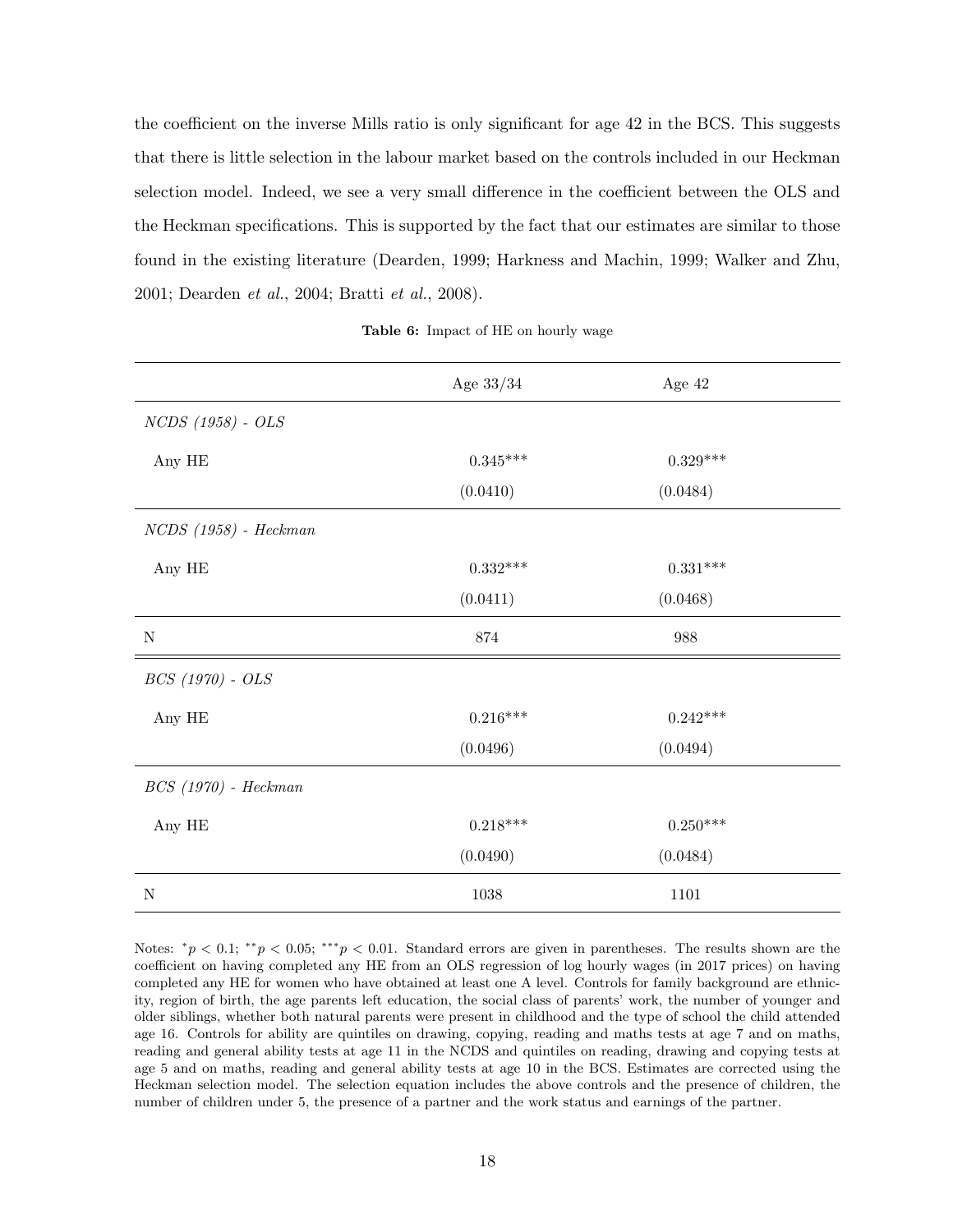the coefficient on the inverse Mills ratio is only significant for age 42 in the BCS. This suggests that there is little selection in the labour market based on the controls included in our Heckman selection model. Indeed, we see a very small difference in the coefficient between the OLS and the Heckman specifications. This is supported by the fact that our estimates are similar to those found in the existing literature (Dearden, 1999; Harkness and Machin, 1999; Walker and Zhu, 2001; Dearden *et al.*, 2004; Bratti *et al.*, 2008).

**Table 6:** Impact of HE on hourly wage

| | Age 33/34 | Age 42 |
|---|---|---|
| *NCDS (1958) - OLS* | | |
| Any HE | 0.345*** | 0.329*** |
| | (0.0410) | (0.0484) |
| *NCDS (1958) - Heckman* | | |
| Any HE | 0.332*** | 0.331*** |
| | (0.0411) | (0.0468) |
| N | 874 | 988 |
| *BCS (1970) - OLS* | | |
| Any HE | 0.216*** | 0.242*** |
| | (0.0496) | (0.0494) |
| *BCS (1970) - Heckman* | | |
| Any HE | 0.218*** | 0.250*** |
| | (0.0490) | (0.0484) |
| N | 1038 | 1101 |

Notes: $^{*}p < 0.1$; $^{**}p < 0.05$; $^{***}p < 0.01$. Standard errors are given in parentheses. The results shown are the coefficient on having completed any HE from an OLS regression of log hourly wages (in 2017 prices) on having completed any HE for women who have obtained at least one A level. Controls for family background are ethnicity, region of birth, the age parents left education, the social class of parents' work, the number of younger and older siblings, whether both natural parents were present in childhood and the type of school the child attended age 16. Controls for ability are quintiles on drawing, copying, reading and maths tests at age 7 and on maths, reading and general ability tests at age 11 in the NCDS and quintiles on reading, drawing and copying tests at age 5 and on maths, reading and general ability tests at age 10 in the BCS. Estimates are corrected using the Heckman selection model. The selection equation includes the above controls and the presence of children, the number of children under 5, the presence of a partner and the work status and earnings of the partner.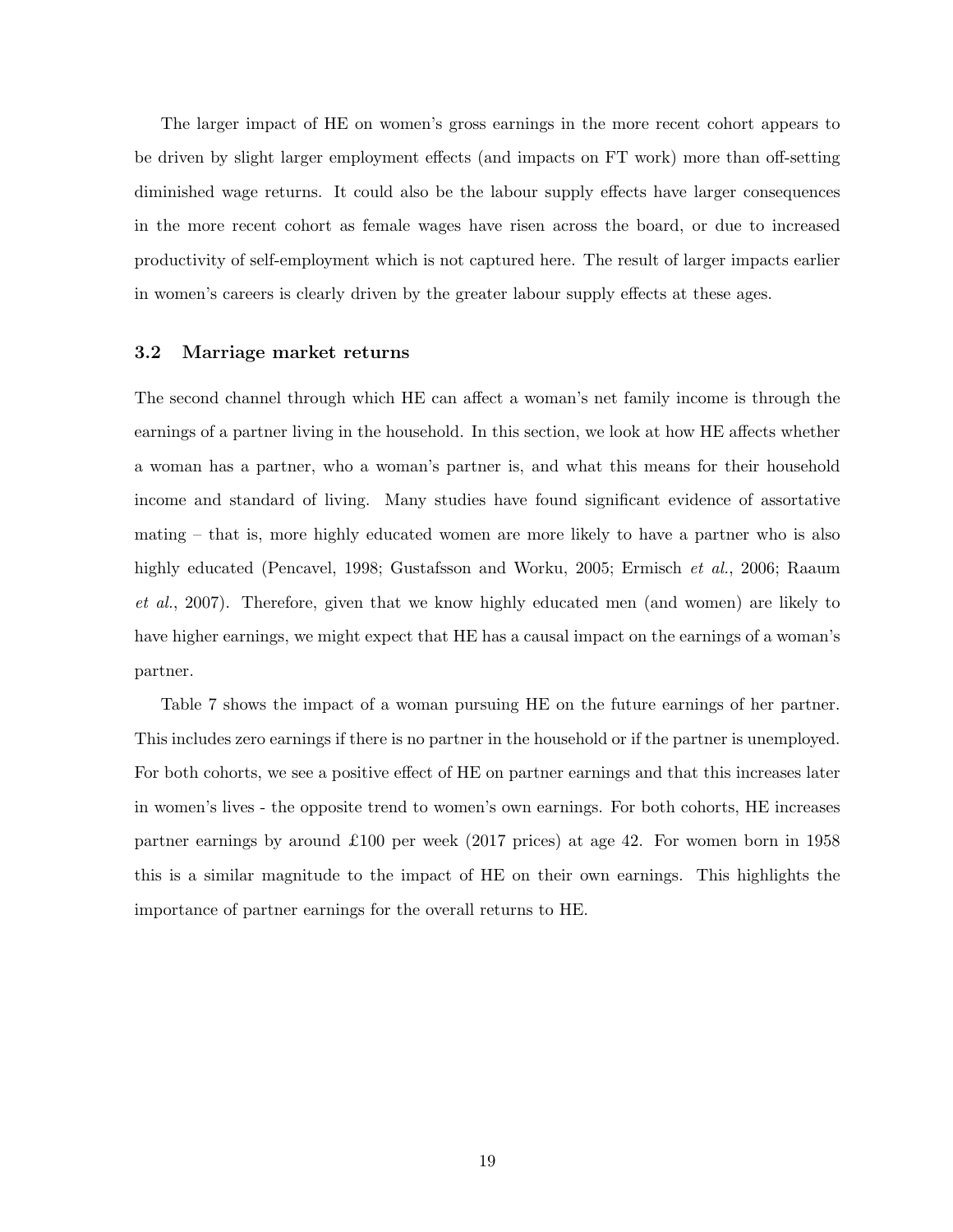The larger impact of HE on women's gross earnings in the more recent cohort appears to be driven by slight larger employment effects (and impacts on FT work) more than off-setting diminished wage returns. It could also be the labour supply effects have larger consequences in the more recent cohort as female wages have risen across the board, or due to increased productivity of self-employment which is not captured here. The result of larger impacts earlier in women's careers is clearly driven by the greater labour supply effects at these ages.

### 3.2 Marriage market returns

The second channel through which HE can affect a woman's net family income is through the earnings of a partner living in the household. In this section, we look at how HE affects whether a woman has a partner, who a woman's partner is, and what this means for their household income and standard of living. Many studies have found significant evidence of assortative mating – that is, more highly educated women are more likely to have a partner who is also highly educated (Pencavel, 1998; Gustafsson and Worku, 2005; Ermisch *et al.*, 2006; Raaum *et al.*, 2007). Therefore, given that we know highly educated men (and women) are likely to have higher earnings, we might expect that HE has a causal impact on the earnings of a woman's partner.

Table 7 shows the impact of a woman pursuing HE on the future earnings of her partner. This includes zero earnings if there is no partner in the household or if the partner is unemployed. For both cohorts, we see a positive effect of HE on partner earnings and that this increases later in women's lives - the opposite trend to women's own earnings. For both cohorts, HE increases partner earnings by around £100 per week (2017 prices) at age 42. For women born in 1958 this is a similar magnitude to the impact of HE on their own earnings. This highlights the importance of partner earnings for the overall returns to HE.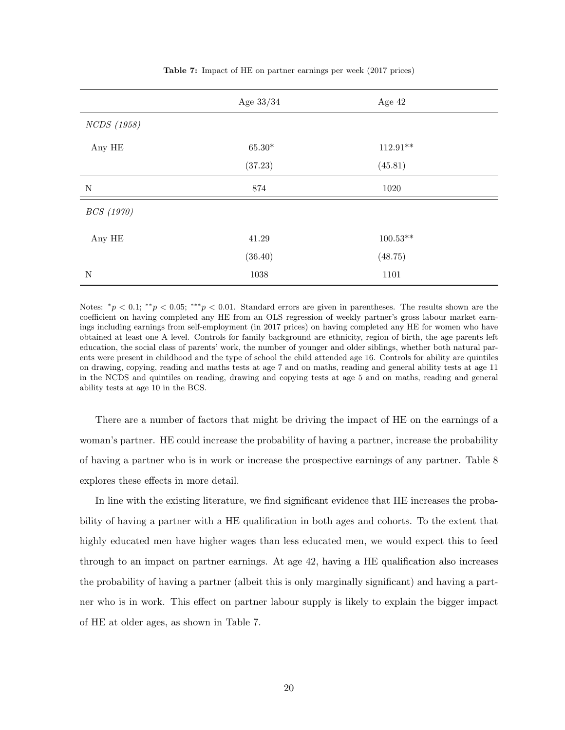**Table 7:** Impact of HE on partner earnings per week (2017 prices)

| | Age 33/34 | Age 42 |
|---|---|---|
| *NCDS (1958)* | | |
| Any HE | 65.30* | 112.91** |
| | (37.23) | (45.81) |
| N | 874 | 1020 |
| *BCS (1970)* | | |
| Any HE | 41.29 | 100.53** |
| | (36.40) | (48.75) |
| N | 1038 | 1101 |

Notes: $^{*}p < 0.1$; $^{**}p < 0.05$; $^{***}p < 0.01$. Standard errors are given in parentheses. The results shown are the coefficient on having completed any HE from an OLS regression of weekly partner's gross labour market earnings including earnings from self-employment (in 2017 prices) on having completed any HE for women who have obtained at least one A level. Controls for family background are ethnicity, region of birth, the age parents left education, the social class of parents' work, the number of younger and older siblings, whether both natural parents were present in childhood and the type of school the child attended age 16. Controls for ability are quintiles on drawing, copying, reading and maths tests at age 7 and on maths, reading and general ability tests at age 11 in the NCDS and quintiles on reading, drawing and copying tests at age 5 and on maths, reading and general ability tests at age 10 in the BCS.

There are a number of factors that might be driving the impact of HE on the earnings of a woman's partner. HE could increase the probability of having a partner, increase the probability of having a partner who is in work or increase the prospective earnings of any partner. Table 8 explores these effects in more detail.

In line with the existing literature, we find significant evidence that HE increases the probability of having a partner with a HE qualification in both ages and cohorts. To the extent that highly educated men have higher wages than less educated men, we would expect this to feed through to an impact on partner earnings. At age 42, having a HE qualification also increases the probability of having a partner (albeit this is only marginally significant) and having a partner who is in work. This effect on partner labour supply is likely to explain the bigger impact of HE at older ages, as shown in Table 7.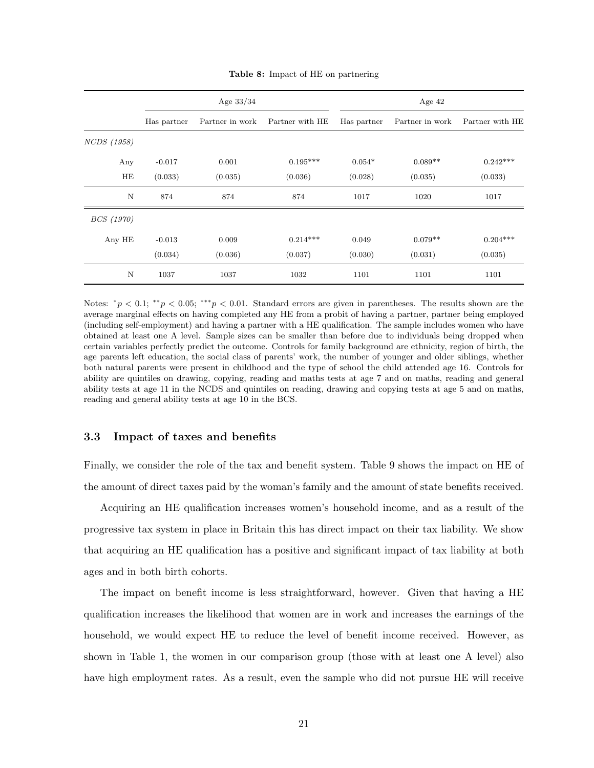**Table 8:** Impact of HE on partnering

| | Age 33/34 | | | Age 42 | | |
|---|---|---|---|---|---|---|
| | Has partner | Partner in work | Partner with HE | Has partner | Partner in work | Partner with HE |
| *NCDS (1958)* | | | | | | |
| Any HE | -0.017 | 0.001 | 0.195*** | 0.054* | 0.089** | 0.242*** |
| | (0.033) | (0.035) | (0.036) | (0.028) | (0.035) | (0.033) |
| N | 874 | 874 | 874 | 1017 | 1020 | 1017 |
| *BCS (1970)* | | | | | | |
| Any HE | -0.013 | 0.009 | 0.214*** | 0.049 | 0.079** | 0.204*** |
| | (0.034) | (0.036) | (0.037) | (0.030) | (0.031) | (0.035) |
| N | 1037 | 1037 | 1032 | 1101 | 1101 | 1101 |

Notes: $^{*}p < 0.1$; $^{**}p < 0.05$; $^{***}p < 0.01$. Standard errors are given in parentheses. The results shown are the average marginal effects on having completed any HE from a probit of having a partner, partner being employed (including self-employment) and having a partner with a HE qualification. The sample includes women who have obtained at least one A level. Sample sizes can be smaller than before due to individuals being dropped when certain variables perfectly predict the outcome. Controls for family background are ethnicity, region of birth, the age parents left education, the social class of parents' work, the number of younger and older siblings, whether both natural parents were present in childhood and the type of school the child attended age 16. Controls for ability are quintiles on drawing, copying, reading and maths tests at age 7 and on maths, reading and general ability tests at age 11 in the NCDS and quintiles on reading, drawing and copying tests at age 5 and on maths, reading and general ability tests at age 10 in the BCS.

### 3.3 Impact of taxes and benefits

Finally, we consider the role of the tax and benefit system. Table 9 shows the impact on HE of the amount of direct taxes paid by the woman's family and the amount of state benefits received.

Acquiring an HE qualification increases women's household income, and as a result of the progressive tax system in place in Britain this has direct impact on their tax liability. We show that acquiring an HE qualification has a positive and significant impact of tax liability at both ages and in both birth cohorts.

The impact on benefit income is less straightforward, however. Given that having a HE qualification increases the likelihood that women are in work and increases the earnings of the household, we would expect HE to reduce the level of benefit income received. However, as shown in Table 1, the women in our comparison group (those with at least one A level) also have high employment rates. As a result, even the sample who did not pursue HE will receive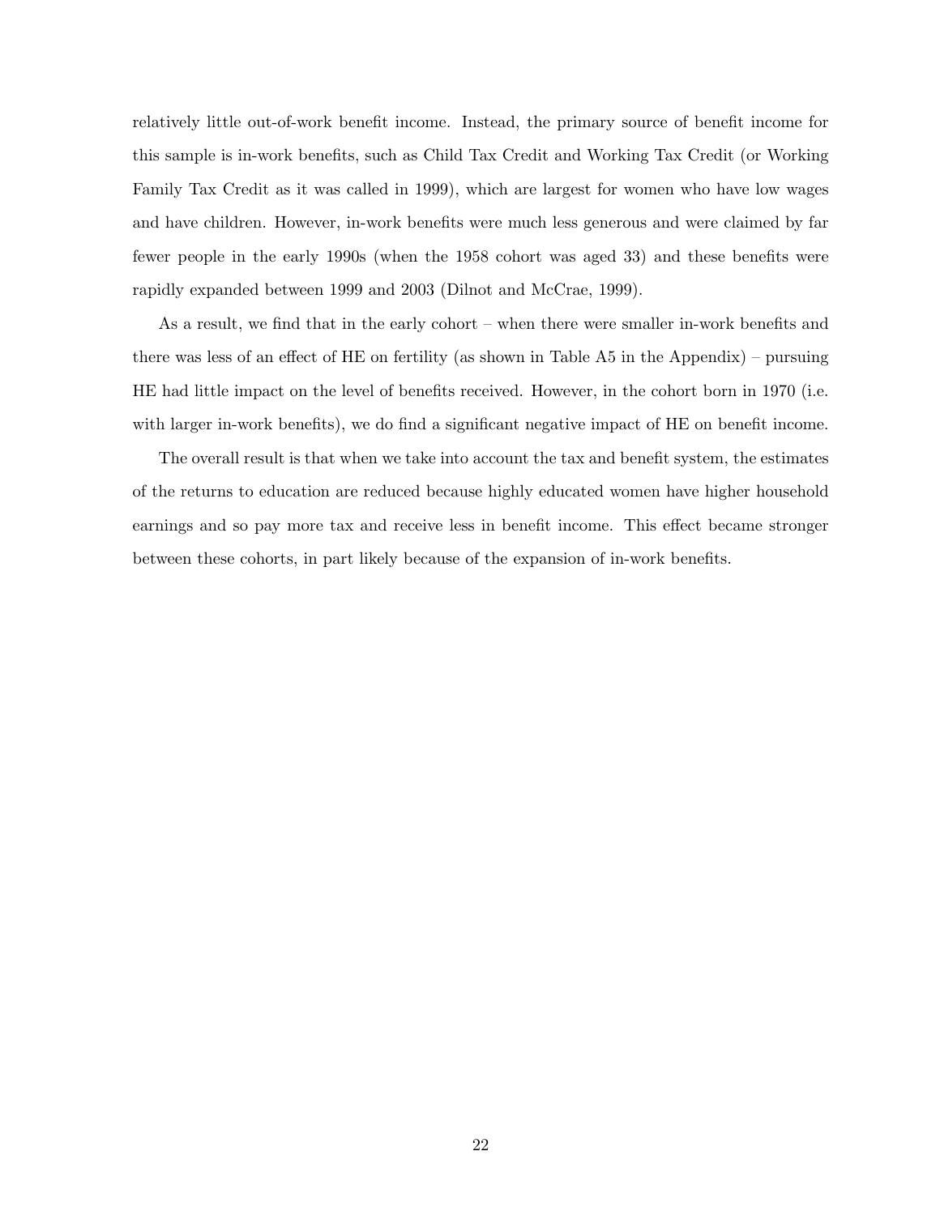relatively little out-of-work benefit income. Instead, the primary source of benefit income for this sample is in-work benefits, such as Child Tax Credit and Working Tax Credit (or Working Family Tax Credit as it was called in 1999), which are largest for women who have low wages and have children. However, in-work benefits were much less generous and were claimed by far fewer people in the early 1990s (when the 1958 cohort was aged 33) and these benefits were rapidly expanded between 1999 and 2003 (Dilnot and McCrae, 1999).

As a result, we find that in the early cohort – when there were smaller in-work benefits and there was less of an effect of HE on fertility (as shown in Table A5 in the Appendix) – pursuing HE had little impact on the level of benefits received. However, in the cohort born in 1970 (i.e. with larger in-work benefits), we do find a significant negative impact of HE on benefit income.

The overall result is that when we take into account the tax and benefit system, the estimates of the returns to education are reduced because highly educated women have higher household earnings and so pay more tax and receive less in benefit income. This effect became stronger between these cohorts, in part likely because of the expansion of in-work benefits.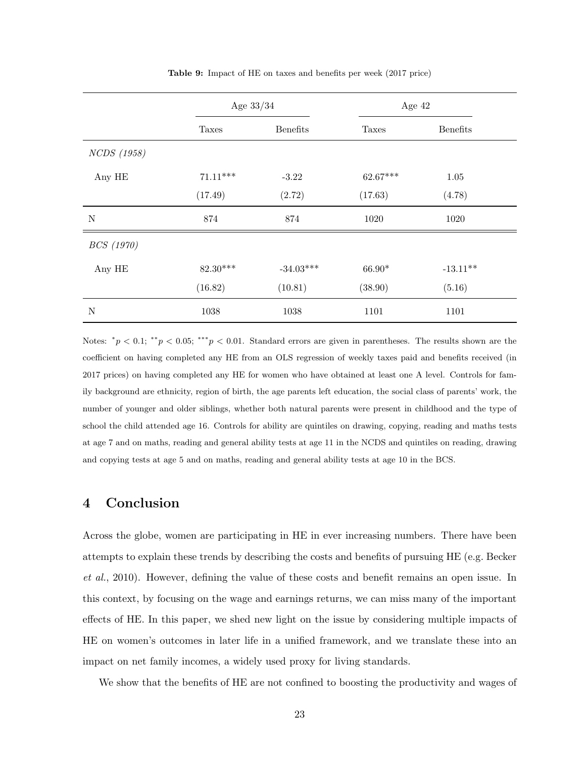**Table 9:** Impact of HE on taxes and benefits per week (2017 price)

| | Age 33/34 | | Age 42 | |
|---|---|---|---|---|
| | Taxes | Benefits | Taxes | Benefits |
| *NCDS (1958)* | | | | |
| Any HE | 71.11*** | -3.22 | 62.67*** | 1.05 |
| | (17.49) | (2.72) | (17.63) | (4.78) |
| N | 874 | 874 | 1020 | 1020 |
| *BCS (1970)* | | | | |
| Any HE | 82.30*** | -34.03*** | 66.90* | -13.11** |
| | (16.82) | (10.81) | (38.90) | (5.16) |
| N | 1038 | 1038 | 1101 | 1101 |

Notes: $^{*}p < 0.1$; $^{**}p < 0.05$; $^{***}p < 0.01$. Standard errors are given in parentheses. The results shown are the coefficient on having completed any HE from an OLS regression of weekly taxes paid and benefits received (in 2017 prices) on having completed any HE for women who have obtained at least one A level. Controls for family background are ethnicity, region of birth, the age parents left education, the social class of parents' work, the number of younger and older siblings, whether both natural parents were present in childhood and the type of school the child attended age 16. Controls for ability are quintiles on drawing, copying, reading and maths tests at age 7 and on maths, reading and general ability tests at age 11 in the NCDS and quintiles on reading, drawing and copying tests at age 5 and on maths, reading and general ability tests at age 10 in the BCS.

## 4 Conclusion

Across the globe, women are participating in HE in ever increasing numbers. There have been attempts to explain these trends by describing the costs and benefits of pursuing HE (e.g. Becker *et al.*, 2010). However, defining the value of these costs and benefit remains an open issue. In this context, by focusing on the wage and earnings returns, we can miss many of the important effects of HE. In this paper, we shed new light on the issue by considering multiple impacts of HE on women's outcomes in later life in a unified framework, and we translate these into an impact on net family incomes, a widely used proxy for living standards.

We show that the benefits of HE are not confined to boosting the productivity and wages of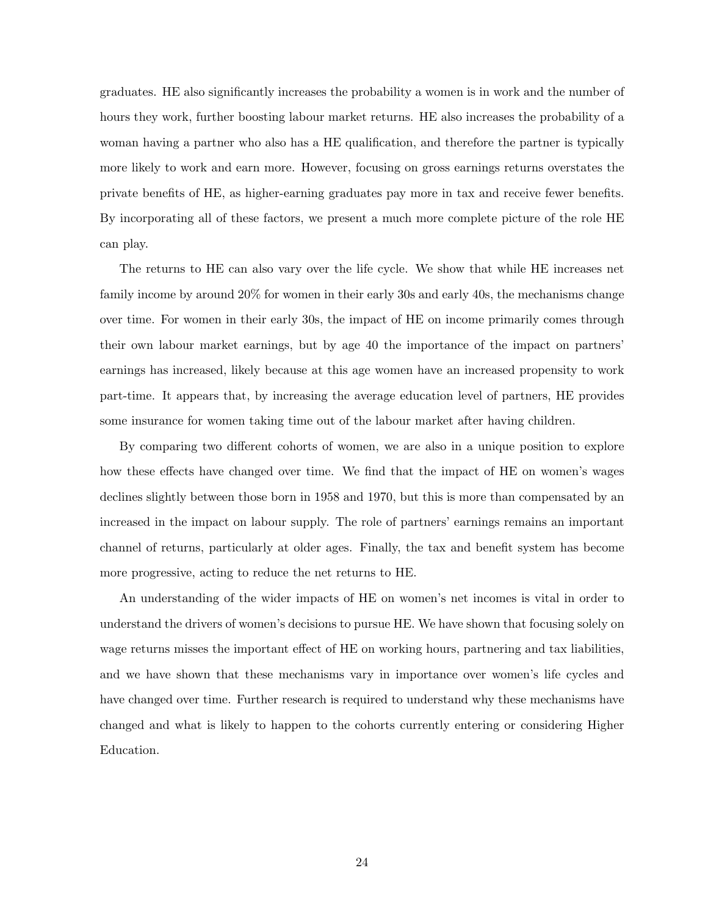graduates. HE also significantly increases the probability a women is in work and the number of hours they work, further boosting labour market returns. HE also increases the probability of a woman having a partner who also has a HE qualification, and therefore the partner is typically more likely to work and earn more. However, focusing on gross earnings returns overstates the private benefits of HE, as higher-earning graduates pay more in tax and receive fewer benefits. By incorporating all of these factors, we present a much more complete picture of the role HE can play.

The returns to HE can also vary over the life cycle. We show that while HE increases net family income by around 20% for women in their early 30s and early 40s, the mechanisms change over time. For women in their early 30s, the impact of HE on income primarily comes through their own labour market earnings, but by age 40 the importance of the impact on partners' earnings has increased, likely because at this age women have an increased propensity to work part-time. It appears that, by increasing the average education level of partners, HE provides some insurance for women taking time out of the labour market after having children.

By comparing two different cohorts of women, we are also in a unique position to explore how these effects have changed over time. We find that the impact of HE on women's wages declines slightly between those born in 1958 and 1970, but this is more than compensated by an increased in the impact on labour supply. The role of partners' earnings remains an important channel of returns, particularly at older ages. Finally, the tax and benefit system has become more progressive, acting to reduce the net returns to HE.

An understanding of the wider impacts of HE on women's net incomes is vital in order to understand the drivers of women's decisions to pursue HE. We have shown that focusing solely on wage returns misses the important effect of HE on working hours, partnering and tax liabilities, and we have shown that these mechanisms vary in importance over women's life cycles and have changed over time. Further research is required to understand why these mechanisms have changed and what is likely to happen to the cohorts currently entering or considering Higher Education.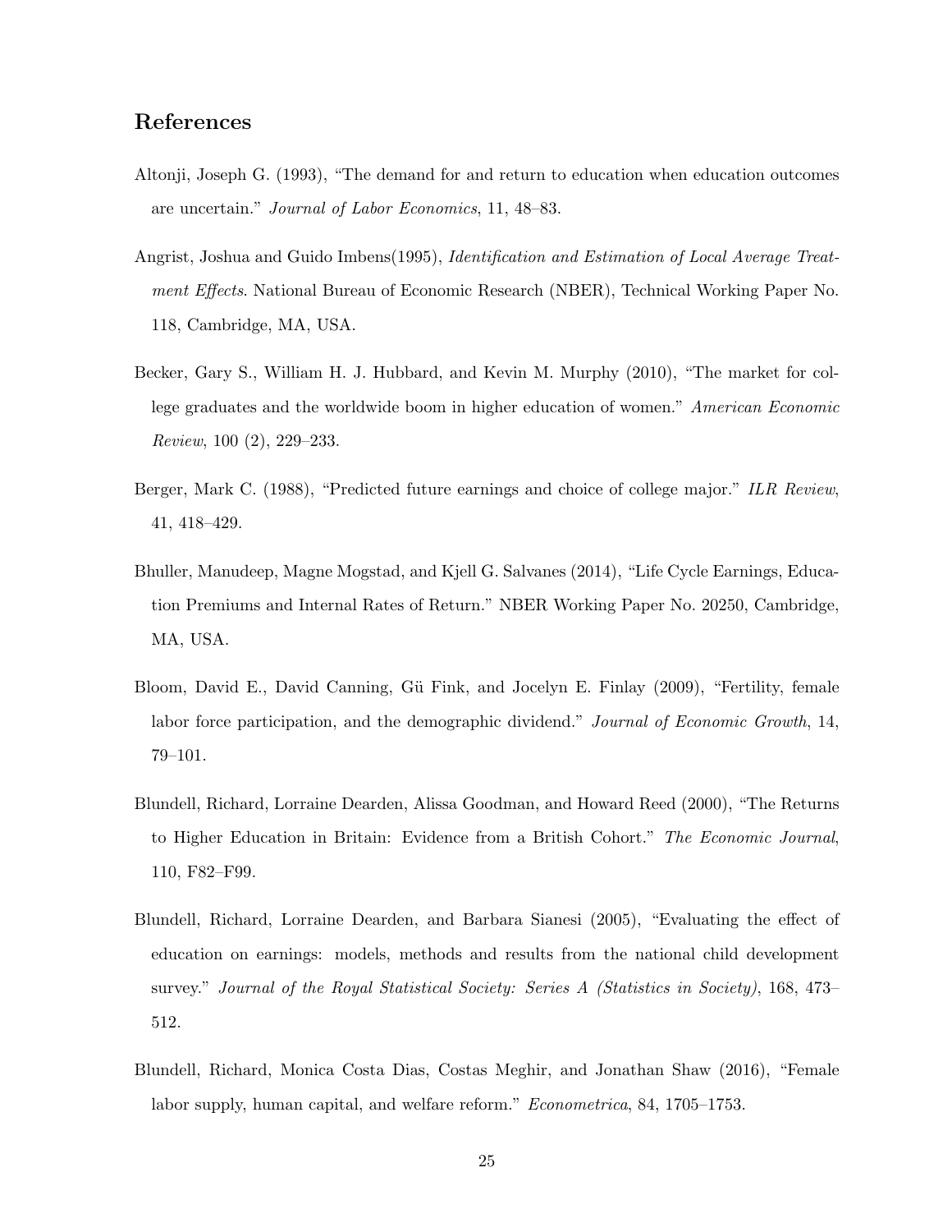## References

Altonji, Joseph G. (1993), "The demand for and return to education when education outcomes are uncertain." *Journal of Labor Economics*, 11, 48–83.

Angrist, Joshua and Guido Imbens(1995), *Identification and Estimation of Local Average Treatment Effects*. National Bureau of Economic Research (NBER), Technical Working Paper No. 118, Cambridge, MA, USA.

Becker, Gary S., William H. J. Hubbard, and Kevin M. Murphy (2010), "The market for college graduates and the worldwide boom in higher education of women." *American Economic Review*, 100 (2), 229–233.

Berger, Mark C. (1988), "Predicted future earnings and choice of college major." *ILR Review*, 41, 418–429.

Bhuller, Manudeep, Magne Mogstad, and Kjell G. Salvanes (2014), "Life Cycle Earnings, Education Premiums and Internal Rates of Return." NBER Working Paper No. 20250, Cambridge, MA, USA.

Bloom, David E., David Canning, Gü Fink, and Jocelyn E. Finlay (2009), "Fertility, female labor force participation, and the demographic dividend." *Journal of Economic Growth*, 14, 79–101.

Blundell, Richard, Lorraine Dearden, Alissa Goodman, and Howard Reed (2000), "The Returns to Higher Education in Britain: Evidence from a British Cohort." *The Economic Journal*, 110, F82–F99.

Blundell, Richard, Lorraine Dearden, and Barbara Sianesi (2005), "Evaluating the effect of education on earnings: models, methods and results from the national child development survey." *Journal of the Royal Statistical Society: Series A (Statistics in Society)*, 168, 473–512.

Blundell, Richard, Monica Costa Dias, Costas Meghir, and Jonathan Shaw (2016), "Female labor supply, human capital, and welfare reform." *Econometrica*, 84, 1705–1753.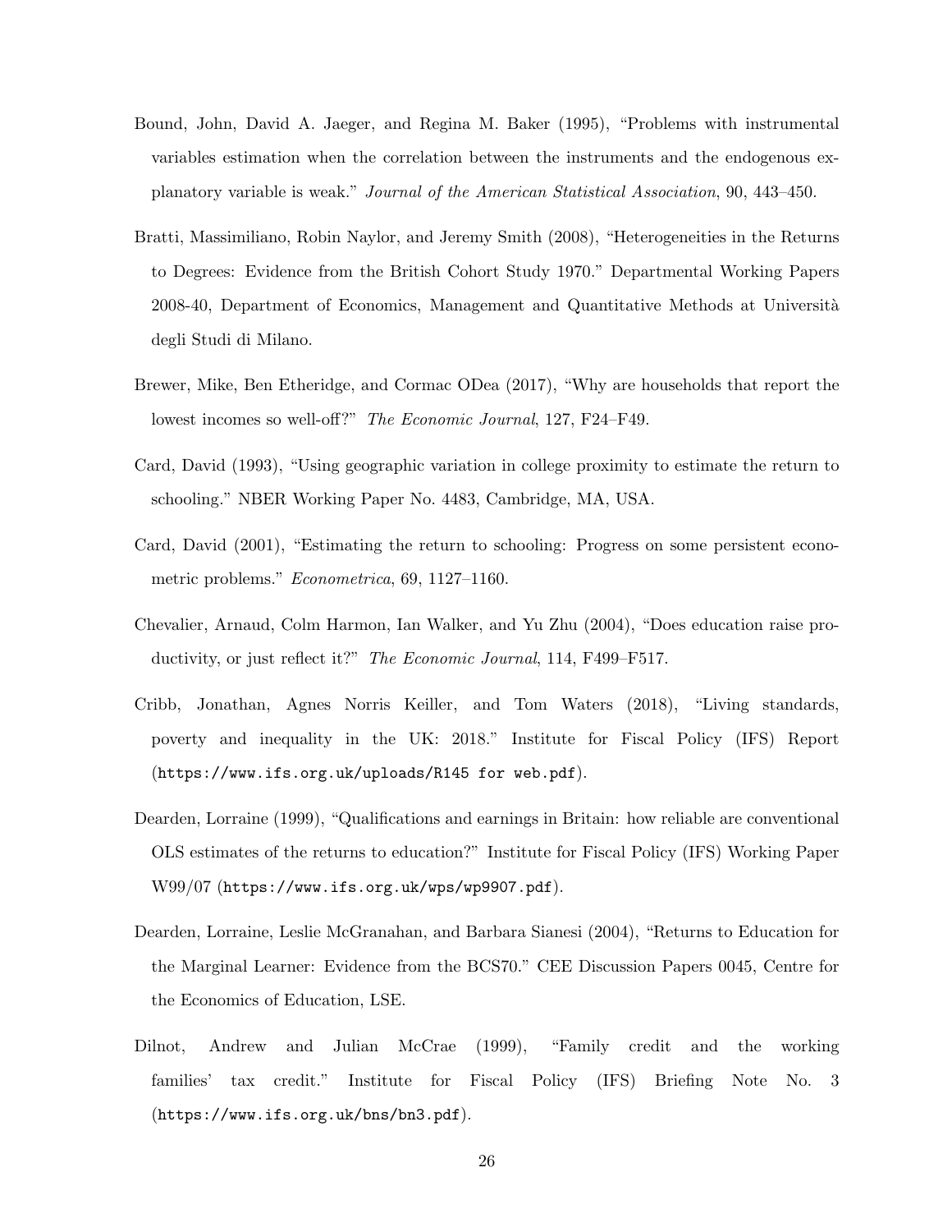Bound, John, David A. Jaeger, and Regina M. Baker (1995), "Problems with instrumental variables estimation when the correlation between the instruments and the endogenous explanatory variable is weak." *Journal of the American Statistical Association*, 90, 443–450.

Bratti, Massimiliano, Robin Naylor, and Jeremy Smith (2008), "Heterogeneities in the Returns to Degrees: Evidence from the British Cohort Study 1970." Departmental Working Papers 2008-40, Department of Economics, Management and Quantitative Methods at Università degli Studi di Milano.

Brewer, Mike, Ben Etheridge, and Cormac ODea (2017), "Why are households that report the lowest incomes so well-off?" *The Economic Journal*, 127, F24–F49.

Card, David (1993), "Using geographic variation in college proximity to estimate the return to schooling." NBER Working Paper No. 4483, Cambridge, MA, USA.

Card, David (2001), "Estimating the return to schooling: Progress on some persistent econometric problems." *Econometrica*, 69, 1127–1160.

Chevalier, Arnaud, Colm Harmon, Ian Walker, and Yu Zhu (2004), "Does education raise productivity, or just reflect it?" *The Economic Journal*, 114, F499–F517.

Cribb, Jonathan, Agnes Norris Keiller, and Tom Waters (2018), "Living standards, poverty and inequality in the UK: 2018." Institute for Fiscal Policy (IFS) Report (`https://www.ifs.org.uk/uploads/R145 for web.pdf`).

Dearden, Lorraine (1999), "Qualifications and earnings in Britain: how reliable are conventional OLS estimates of the returns to education?" Institute for Fiscal Policy (IFS) Working Paper W99/07 (`https://www.ifs.org.uk/wps/wp9907.pdf`).

Dearden, Lorraine, Leslie McGranahan, and Barbara Sianesi (2004), "Returns to Education for the Marginal Learner: Evidence from the BCS70." CEE Discussion Papers 0045, Centre for the Economics of Education, LSE.

Dilnot, Andrew and Julian McCrae (1999), "Family credit and the working families' tax credit." Institute for Fiscal Policy (IFS) Briefing Note No. 3 (`https://www.ifs.org.uk/bns/bn3.pdf`).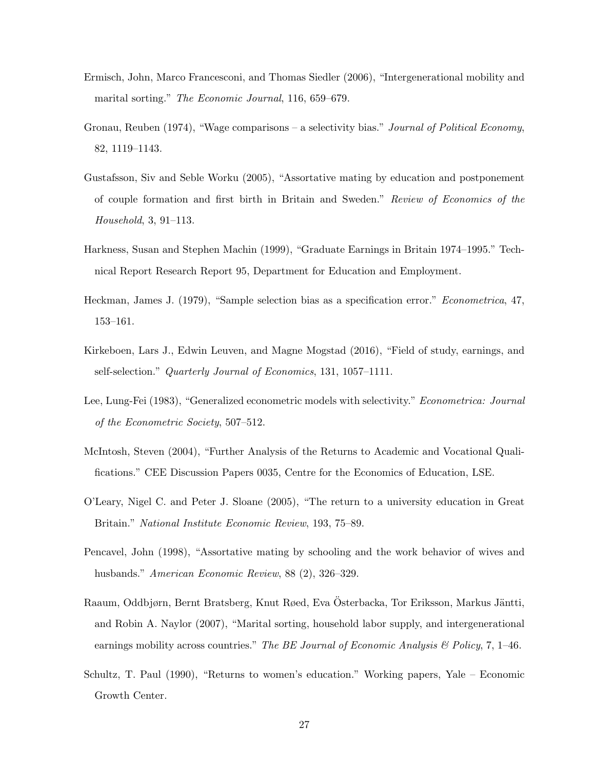Ermisch, John, Marco Francesconi, and Thomas Siedler (2006), "Intergenerational mobility and marital sorting." *The Economic Journal*, 116, 659–679.

Gronau, Reuben (1974), "Wage comparisons – a selectivity bias." *Journal of Political Economy*, 82, 1119–1143.

Gustafsson, Siv and Seble Worku (2005), "Assortative mating by education and postponement of couple formation and first birth in Britain and Sweden." *Review of Economics of the Household*, 3, 91–113.

Harkness, Susan and Stephen Machin (1999), "Graduate Earnings in Britain 1974–1995." Technical Report Research Report 95, Department for Education and Employment.

Heckman, James J. (1979), "Sample selection bias as a specification error." *Econometrica*, 47, 153–161.

Kirkeboen, Lars J., Edwin Leuven, and Magne Mogstad (2016), "Field of study, earnings, and self-selection." *Quarterly Journal of Economics*, 131, 1057–1111.

Lee, Lung-Fei (1983), "Generalized econometric models with selectivity." *Econometrica: Journal of the Econometric Society*, 507–512.

McIntosh, Steven (2004), "Further Analysis of the Returns to Academic and Vocational Qualifications." CEE Discussion Papers 0035, Centre for the Economics of Education, LSE.

O'Leary, Nigel C. and Peter J. Sloane (2005), "The return to a university education in Great Britain." *National Institute Economic Review*, 193, 75–89.

Pencavel, John (1998), "Assortative mating by schooling and the work behavior of wives and husbands." *American Economic Review*, 88 (2), 326–329.

Raaum, Oddbjørn, Bernt Bratsberg, Knut Røed, Eva Österbacka, Tor Eriksson, Markus Jäntti, and Robin A. Naylor (2007), "Marital sorting, household labor supply, and intergenerational earnings mobility across countries." *The BE Journal of Economic Analysis & Policy*, 7, 1–46.

Schultz, T. Paul (1990), "Returns to women's education." Working papers, Yale – Economic Growth Center.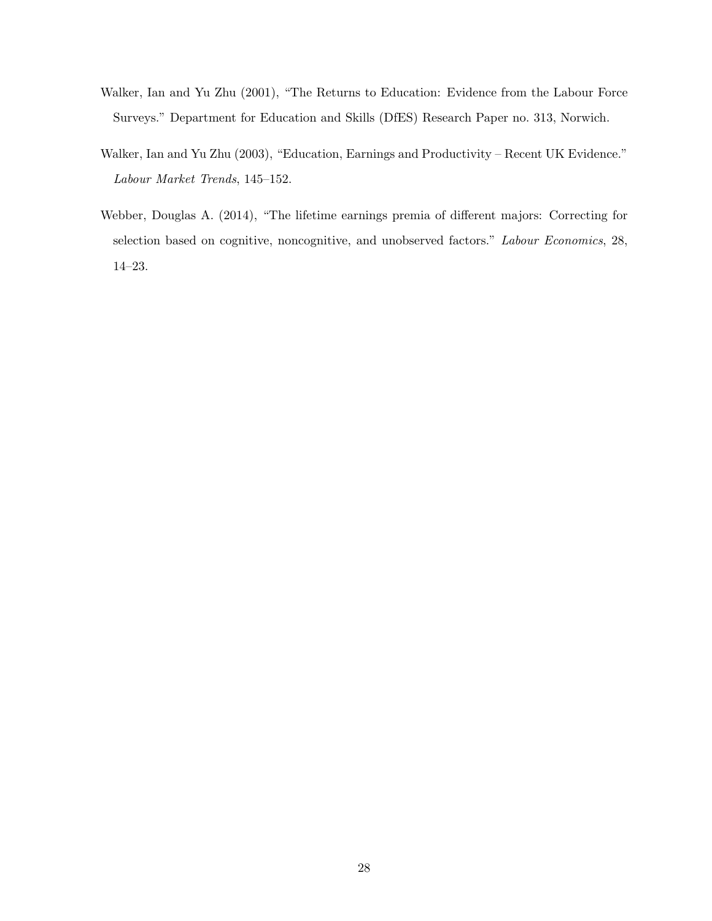Walker, Ian and Yu Zhu (2001), "The Returns to Education: Evidence from the Labour Force Surveys." Department for Education and Skills (DfES) Research Paper no. 313, Norwich.

Walker, Ian and Yu Zhu (2003), "Education, Earnings and Productivity – Recent UK Evidence." *Labour Market Trends*, 145–152.

Webber, Douglas A. (2014), "The lifetime earnings premia of different majors: Correcting for selection based on cognitive, noncognitive, and unobserved factors." *Labour Economics*, 28, 14–23.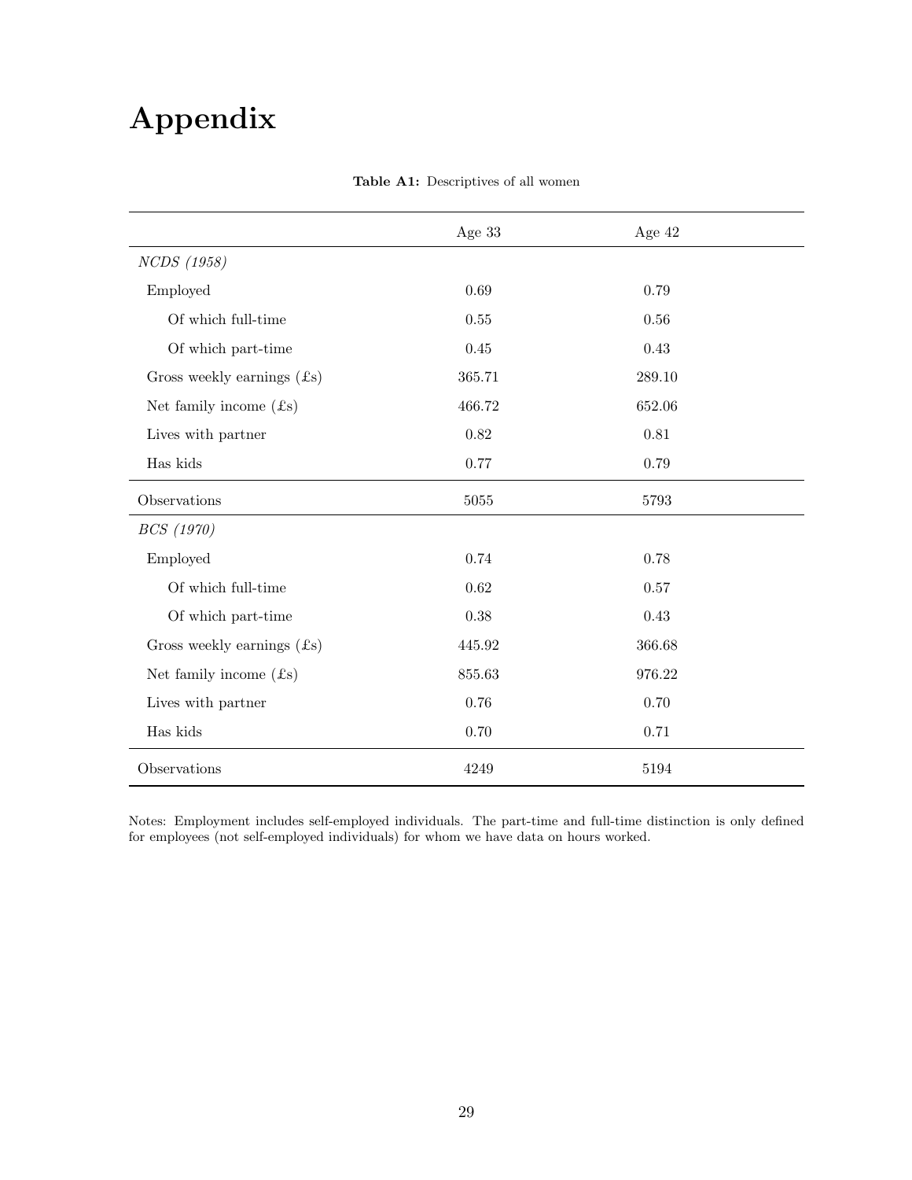# Appendix

**Table A1:** Descriptives of all women

| | Age 33 | Age 42 |
|---|---|---|
| *NCDS (1958)* | | |
| Employed | 0.69 | 0.79 |
| Of which full-time | 0.55 | 0.56 |
| Of which part-time | 0.45 | 0.43 |
| Gross weekly earnings (£s) | 365.71 | 289.10 |
| Net family income (£s) | 466.72 | 652.06 |
| Lives with partner | 0.82 | 0.81 |
| Has kids | 0.77 | 0.79 |
| Observations | 5055 | 5793 |
| *BCS (1970)* | | |
| Employed | 0.74 | 0.78 |
| Of which full-time | 0.62 | 0.57 |
| Of which part-time | 0.38 | 0.43 |
| Gross weekly earnings (£s) | 445.92 | 366.68 |
| Net family income (£s) | 855.63 | 976.22 |
| Lives with partner | 0.76 | 0.70 |
| Has kids | 0.70 | 0.71 |
| Observations | 4249 | 5194 |

Notes: Employment includes self-employed individuals. The part-time and full-time distinction is only defined for employees (not self-employed individuals) for whom we have data on hours worked.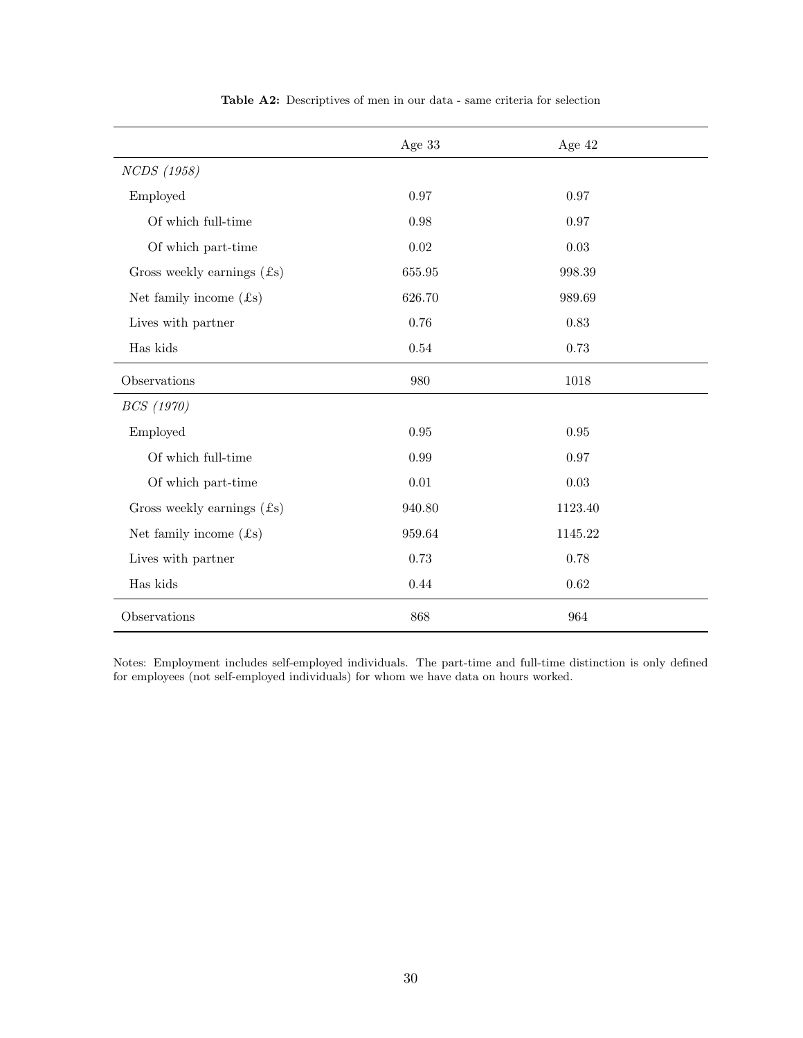**Table A2:** Descriptives of men in our data - same criteria for selection

| | Age 33 | Age 42 |
|---|---|---|
| *NCDS (1958)* | | |
| Employed | 0.97 | 0.97 |
| Of which full-time | 0.98 | 0.97 |
| Of which part-time | 0.02 | 0.03 |
| Gross weekly earnings (£s) | 655.95 | 998.39 |
| Net family income (£s) | 626.70 | 989.69 |
| Lives with partner | 0.76 | 0.83 |
| Has kids | 0.54 | 0.73 |
| Observations | 980 | 1018 |
| *BCS (1970)* | | |
| Employed | 0.95 | 0.95 |
| Of which full-time | 0.99 | 0.97 |
| Of which part-time | 0.01 | 0.03 |
| Gross weekly earnings (£s) | 940.80 | 1123.40 |
| Net family income (£s) | 959.64 | 1145.22 |
| Lives with partner | 0.73 | 0.78 |
| Has kids | 0.44 | 0.62 |
| Observations | 868 | 964 |

Notes: Employment includes self-employed individuals. The part-time and full-time distinction is only defined for employees (not self-employed individuals) for whom we have data on hours worked.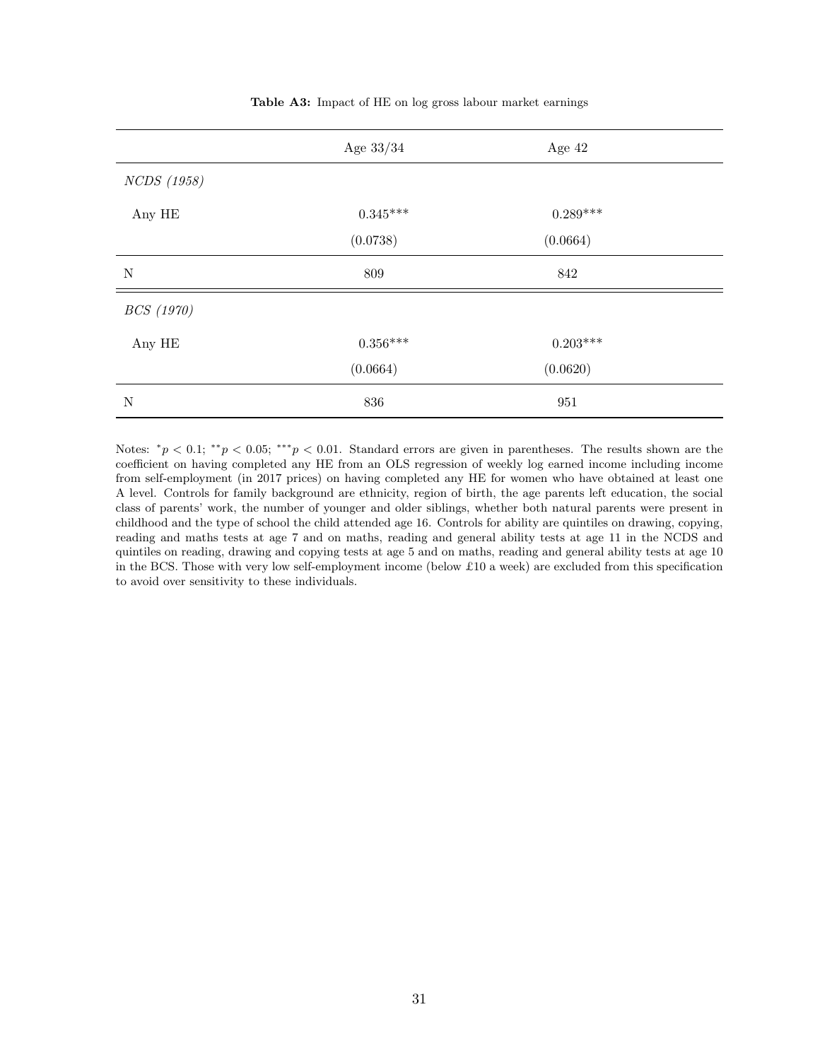**Table A3:** Impact of HE on log gross labour market earnings

| | Age 33/34 | Age 42 |
|---|---|---|
| *NCDS (1958)* | | |
| Any HE | 0.345*** | 0.289*** |
| | (0.0738) | (0.0664) |
| N | 809 | 842 |
| *BCS (1970)* | | |
| Any HE | 0.356*** | 0.203*** |
| | (0.0664) | (0.0620) |
| N | 836 | 951 |

Notes: $^{*}p < 0.1$; $^{**}p < 0.05$; $^{***}p < 0.01$. Standard errors are given in parentheses. The results shown are the coefficient on having completed any HE from an OLS regression of weekly log earned income including income from self-employment (in 2017 prices) on having completed any HE for women who have obtained at least one A level. Controls for family background are ethnicity, region of birth, the age parents left education, the social class of parents' work, the number of younger and older siblings, whether both natural parents were present in childhood and the type of school the child attended age 16. Controls for ability are quintiles on drawing, copying, reading and maths tests at age 7 and on maths, reading and general ability tests at age 11 in the NCDS and quintiles on reading, drawing and copying tests at age 5 and on maths, reading and general ability tests at age 10 in the BCS. Those with very low self-employment income (below £10 a week) are excluded from this specification to avoid over sensitivity to these individuals.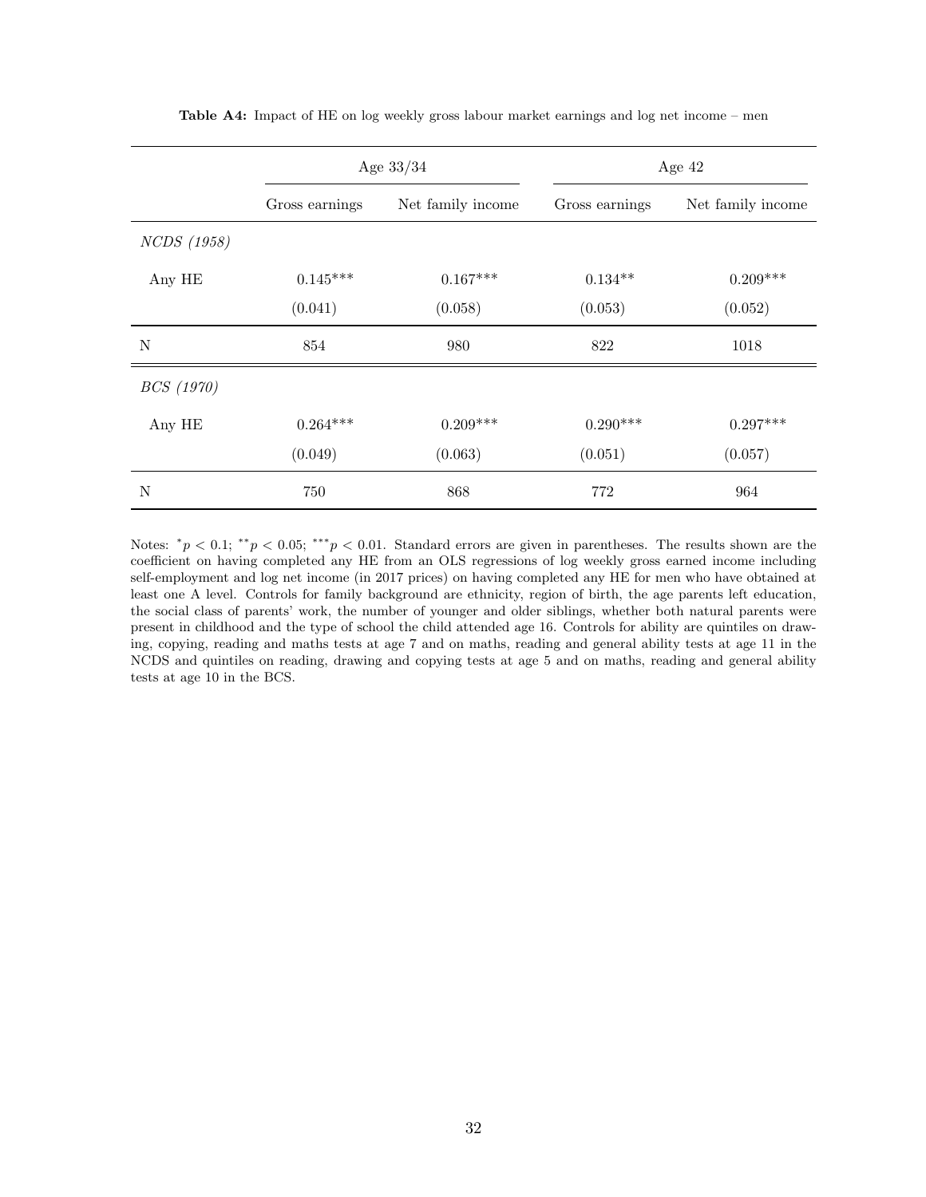**Table A4:** Impact of HE on log weekly gross labour market earnings and log net income – men

| | Age 33/34 | | Age 42 | |
|---|---|---|---|---|
| | Gross earnings | Net family income | Gross earnings | Net family income |
| *NCDS (1958)* | | | | |
| Any HE | 0.145*** | 0.167*** | 0.134** | 0.209*** |
| | (0.041) | (0.058) | (0.053) | (0.052) |
| N | 854 | 980 | 822 | 1018 |
| *BCS (1970)* | | | | |
| Any HE | 0.264*** | 0.209*** | 0.290*** | 0.297*** |
| | (0.049) | (0.063) | (0.051) | (0.057) |
| N | 750 | 868 | 772 | 964 |

Notes: $^{*}p < 0.1$; $^{**}p < 0.05$; $^{***}p < 0.01$. Standard errors are given in parentheses. The results shown are the coefficient on having completed any HE from an OLS regressions of log weekly gross earned income including self-employment and log net income (in 2017 prices) on having completed any HE for men who have obtained at least one A level. Controls for family background are ethnicity, region of birth, the age parents left education, the social class of parents' work, the number of younger and older siblings, whether both natural parents were present in childhood and the type of school the child attended age 16. Controls for ability are quintiles on drawing, copying, reading and maths tests at age 7 and on maths, reading and general ability tests at age 11 in the NCDS and quintiles on reading, drawing and copying tests at age 5 and on maths, reading and general ability tests at age 10 in the BCS.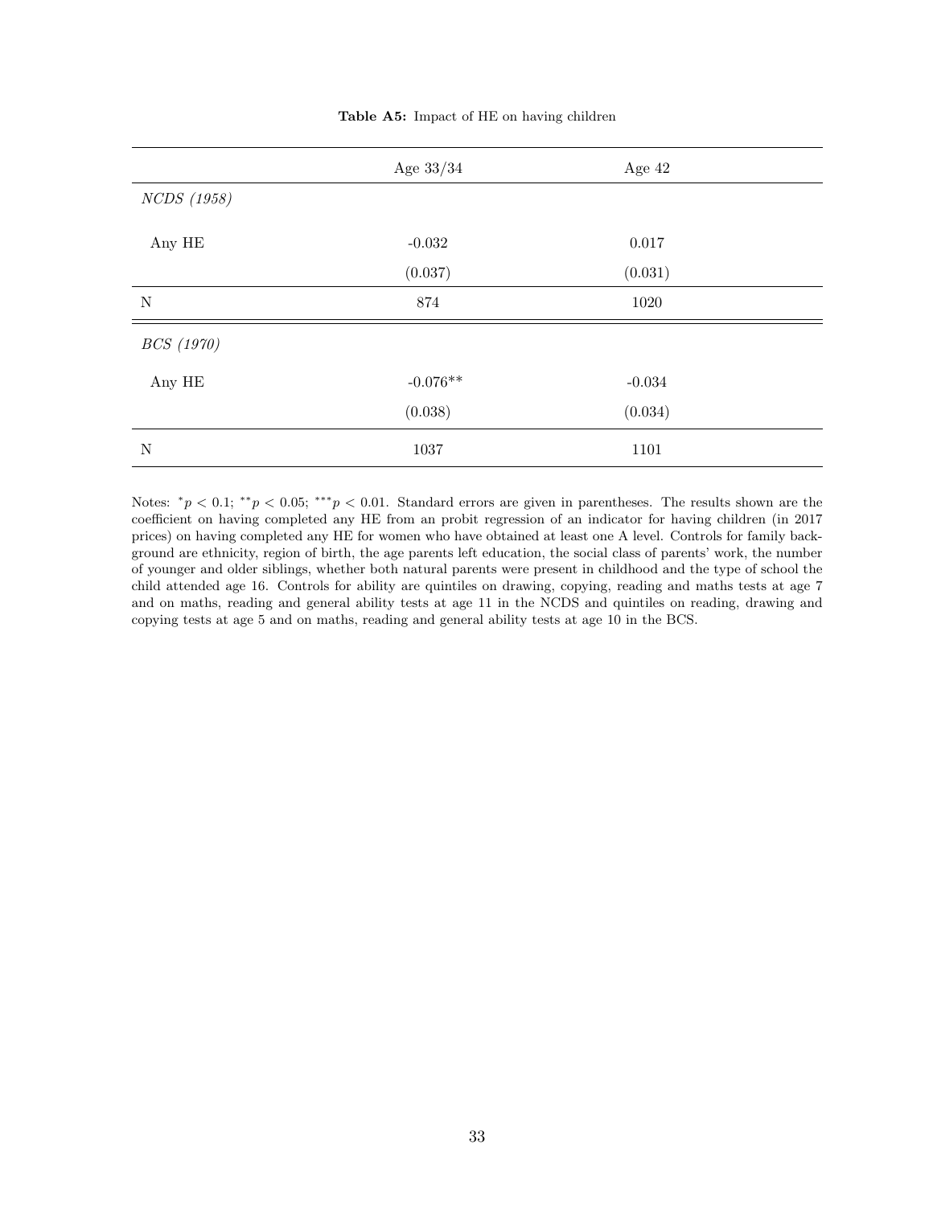**Table A5:** Impact of HE on having children

| | Age 33/34 | Age 42 |
|---|---|---|
| *NCDS (1958)* | | |
| Any HE | -0.032 | 0.017 |
| | (0.037) | (0.031) |
| N | 874 | 1020 |
| *BCS (1970)* | | |
| Any HE | -0.076** | -0.034 |
| | (0.038) | (0.034) |
| N | 1037 | 1101 |

Notes: $^{*}p < 0.1$; $^{**}p < 0.05$; $^{***}p < 0.01$. Standard errors are given in parentheses. The results shown are the coefficient on having completed any HE from an probit regression of an indicator for having children (in 2017 prices) on having completed any HE for women who have obtained at least one A level. Controls for family background are ethnicity, region of birth, the age parents left education, the social class of parents' work, the number of younger and older siblings, whether both natural parents were present in childhood and the type of school the child attended age 16. Controls for ability are quintiles on drawing, copying, reading and maths tests at age 7 and on maths, reading and general ability tests at age 11 in the NCDS and quintiles on reading, drawing and copying tests at age 5 and on maths, reading and general ability tests at age 10 in the BCS.